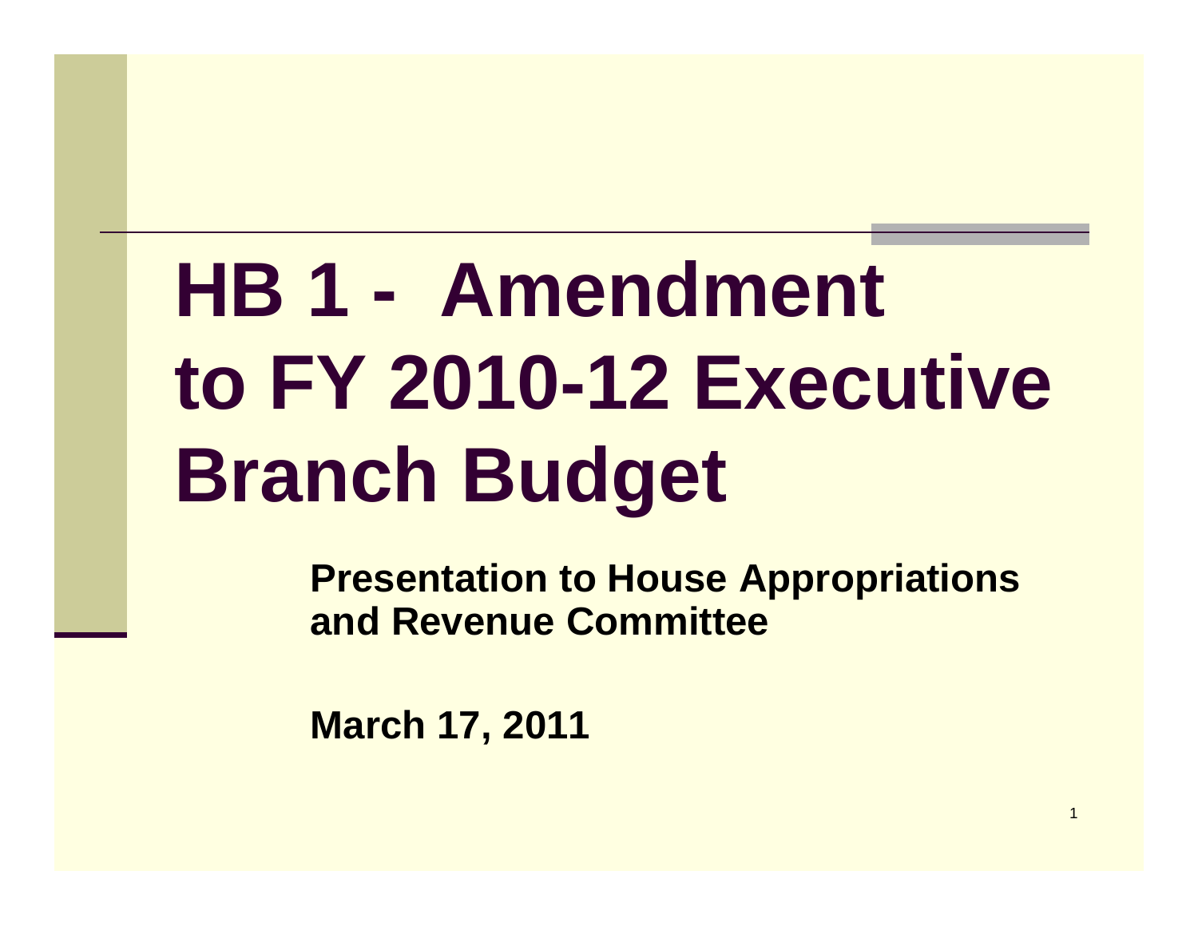# HB 1 - Amendment to FY 2010-12 Executive Branch Budget

**Presentation to House Appropriations and Revenue Committee**

**March 17, 2011**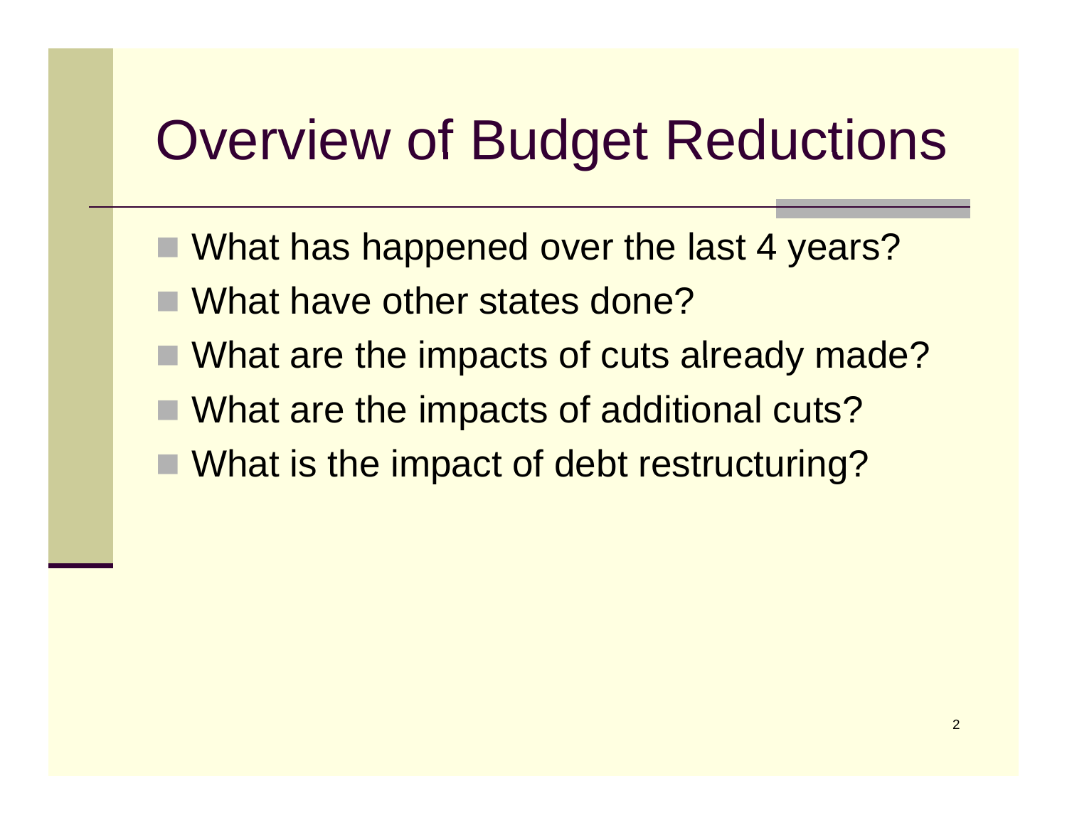# Overview of Budget Reductions

- What has happened over the last 4 years?
- What have other states done?
- What are the impacts of cuts already made?
- What are the impacts of additional cuts?
- What is the impact of debt restructuring?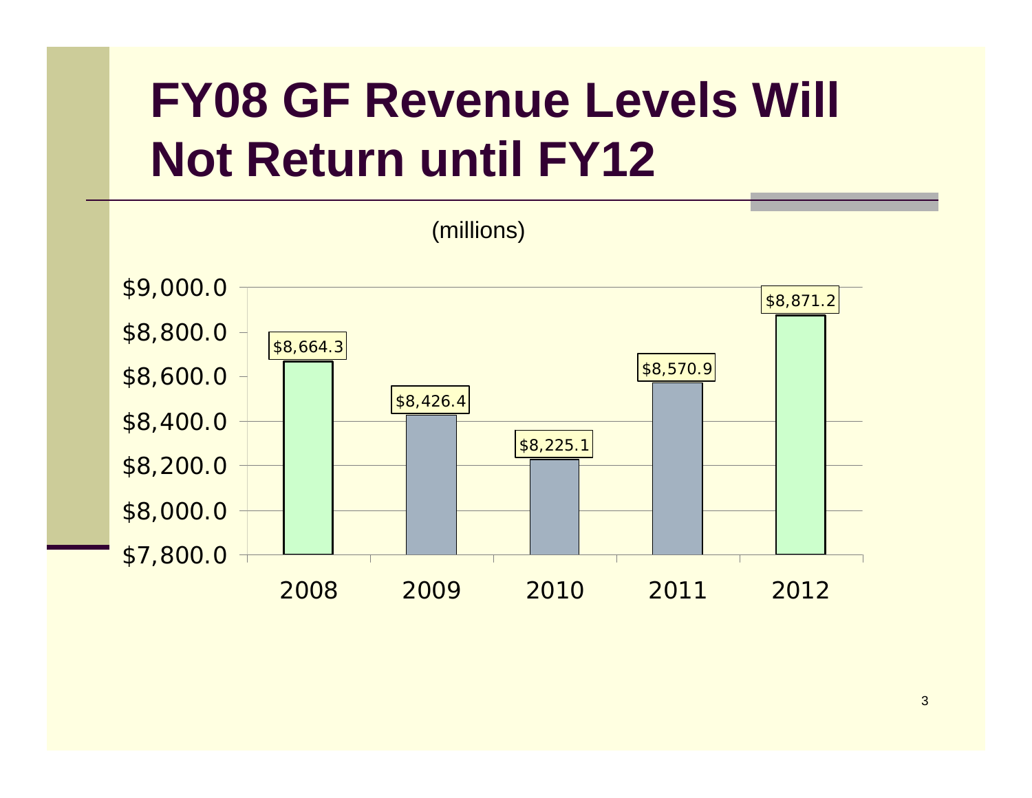# FY08 GF Revenue Levels Will Not Return until FY12

(millions)

| Year | Revenue |
| --- | --- |
| 2008 | $8,664.3 |
| 2009 | $8,426.4 |
| 2010 | $8,225.1 |
| 2011 | $8,570.9 |
| 2012 | $8,871.2 |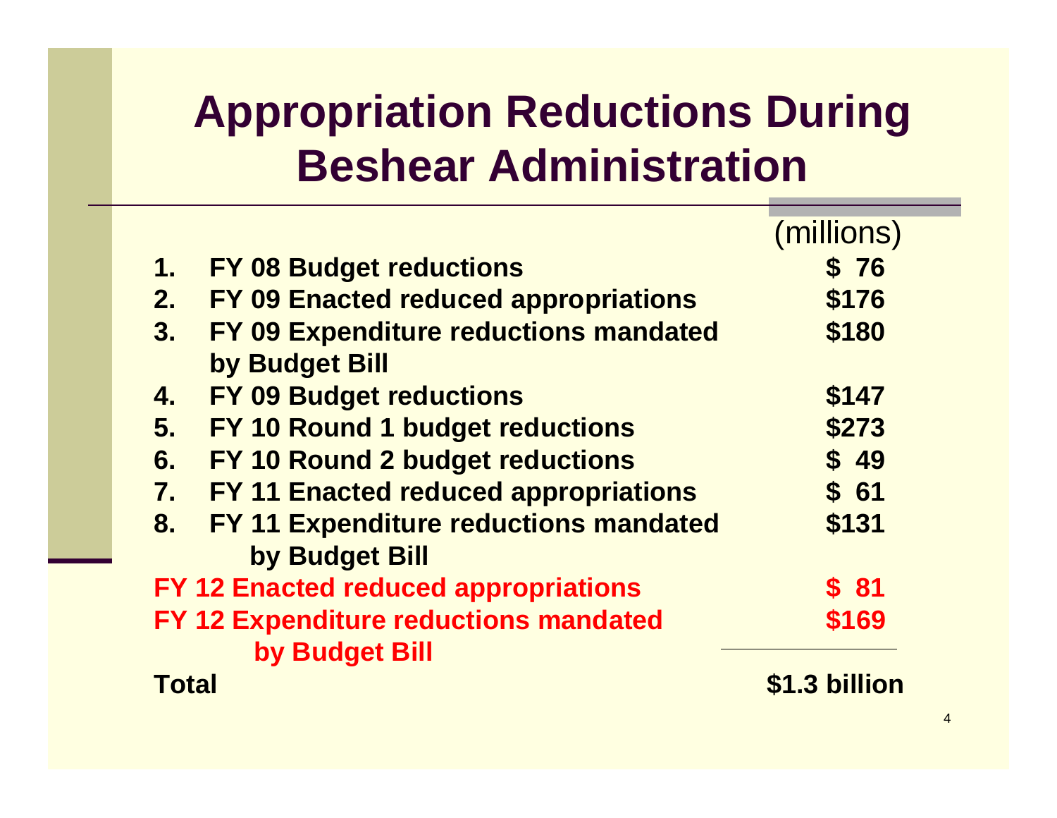# Appropriation Reductions During Beshear Administration

| | (millions) |
|---|---|
| 1. FY 08 Budget reductions | $ 76 |
| 2. FY 09 Enacted reduced appropriations | $176 |
| 3. FY 09 Expenditure reductions mandated by Budget Bill | $180 |
| 4. FY 09 Budget reductions | $147 |
| 5. FY 10 Round 1 budget reductions | $273 |
| 6. FY 10 Round 2 budget reductions | $ 49 |
| 7. FY 11 Enacted reduced appropriations | $ 61 |
| 8. FY 11 Expenditure reductions mandated by Budget Bill | $131 |
| FY 12 Enacted reduced appropriations | $ 81 |
| FY 12 Expenditure reductions mandated by Budget Bill | $169 |
| **Total** | **$1.3 billion** |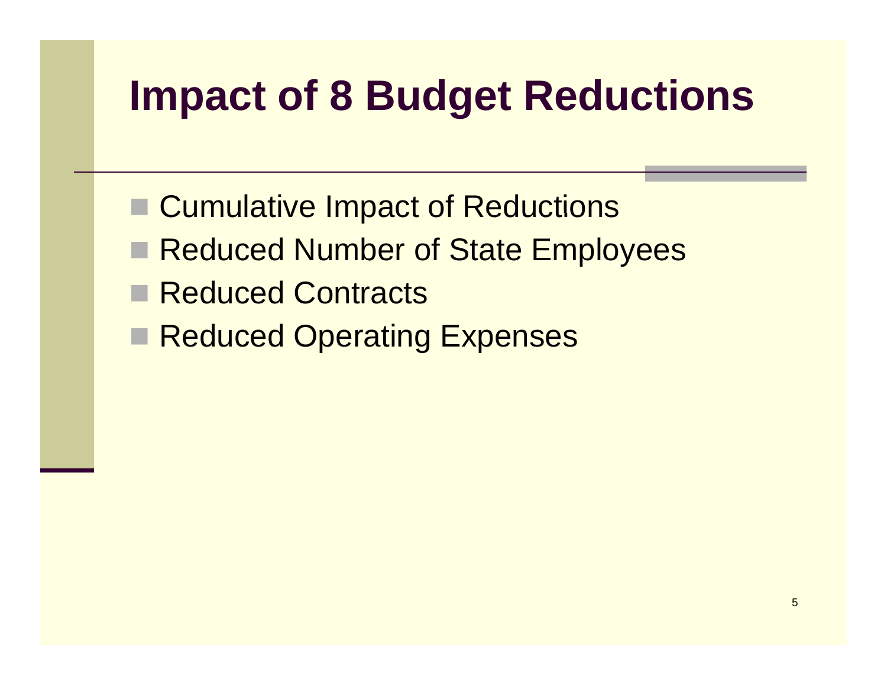# Impact of 8 Budget Reductions

- Cumulative Impact of Reductions
- Reduced Number of State Employees
- Reduced Contracts
- Reduced Operating Expenses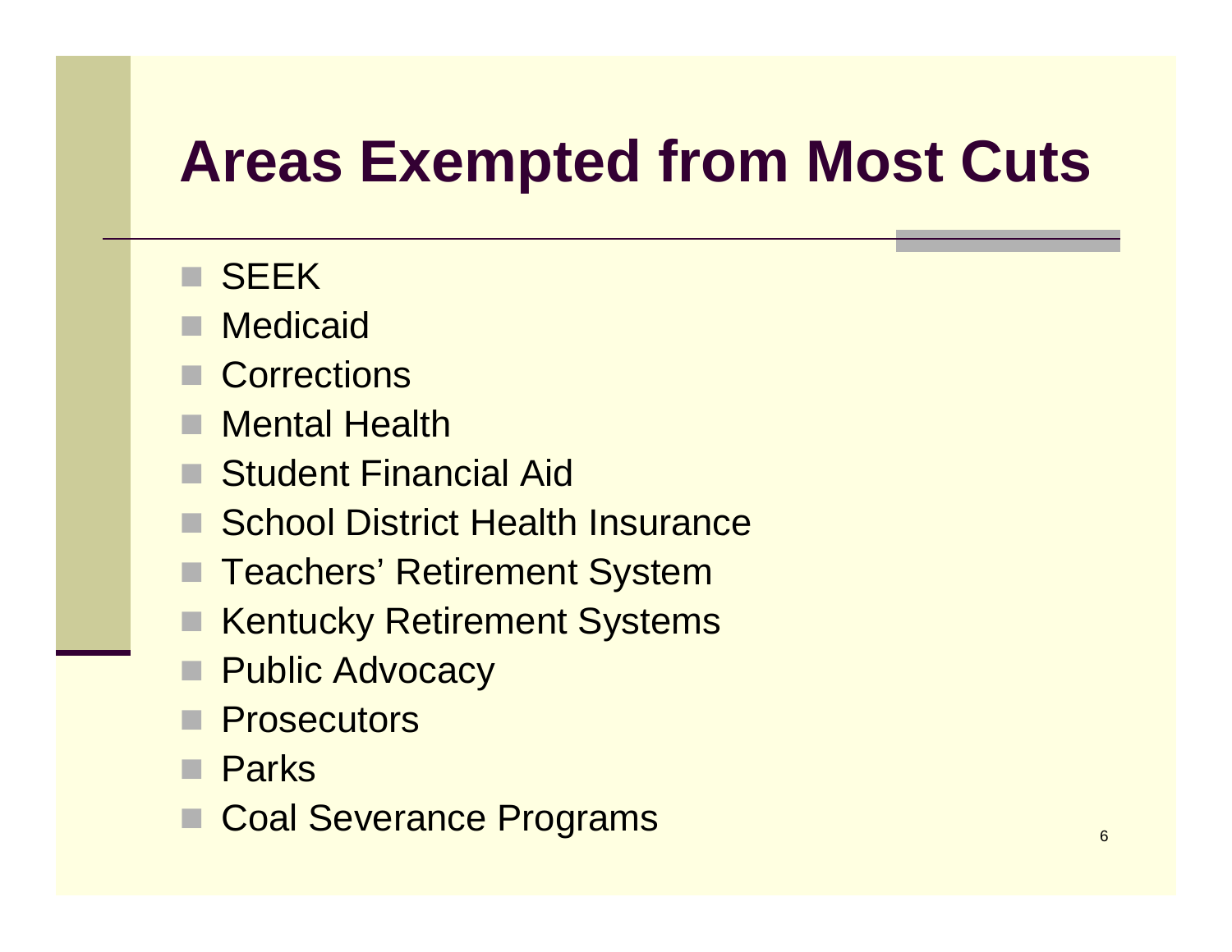# Areas Exempted from Most Cuts

- SEEK
- Medicaid
- Corrections
- Mental Health
- Student Financial Aid
- School District Health Insurance
- Teachers' Retirement System
- Kentucky Retirement Systems
- Public Advocacy
- Prosecutors
- Parks
- Coal Severance Programs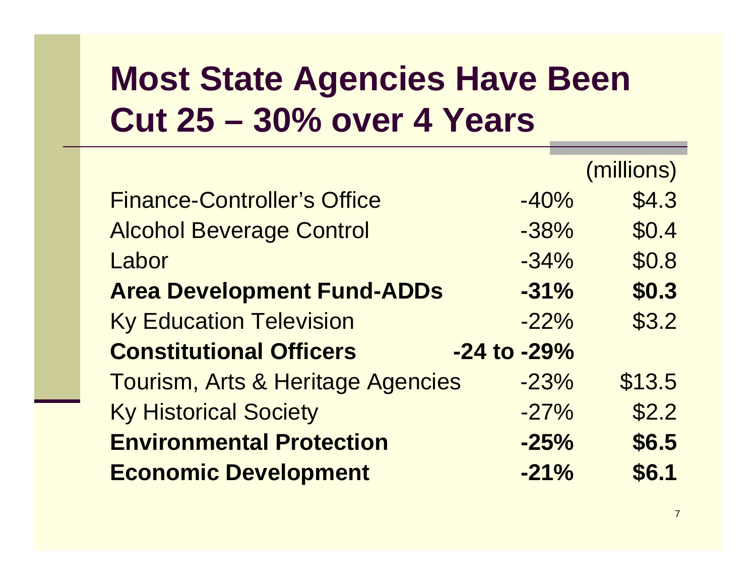# Most State Agencies Have Been Cut 25 – 30% over 4 Years

| | | (millions) |
|---|---|---|
| Finance-Controller's Office | -40% | $4.3 |
| Alcohol Beverage Control | -38% | $0.4 |
| Labor | -34% | $0.8 |
| **Area Development Fund-ADDs** | **-31%** | **$0.3** |
| Ky Education Television | -22% | $3.2 |
| **Constitutional Officers** | **-24 to -29%** | |
| Tourism, Arts & Heritage Agencies | -23% | $13.5 |
| Ky Historical Society | -27% | $2.2 |
| **Environmental Protection** | **-25%** | **$6.5** |
| **Economic Development** | **-21%** | **$6.1** |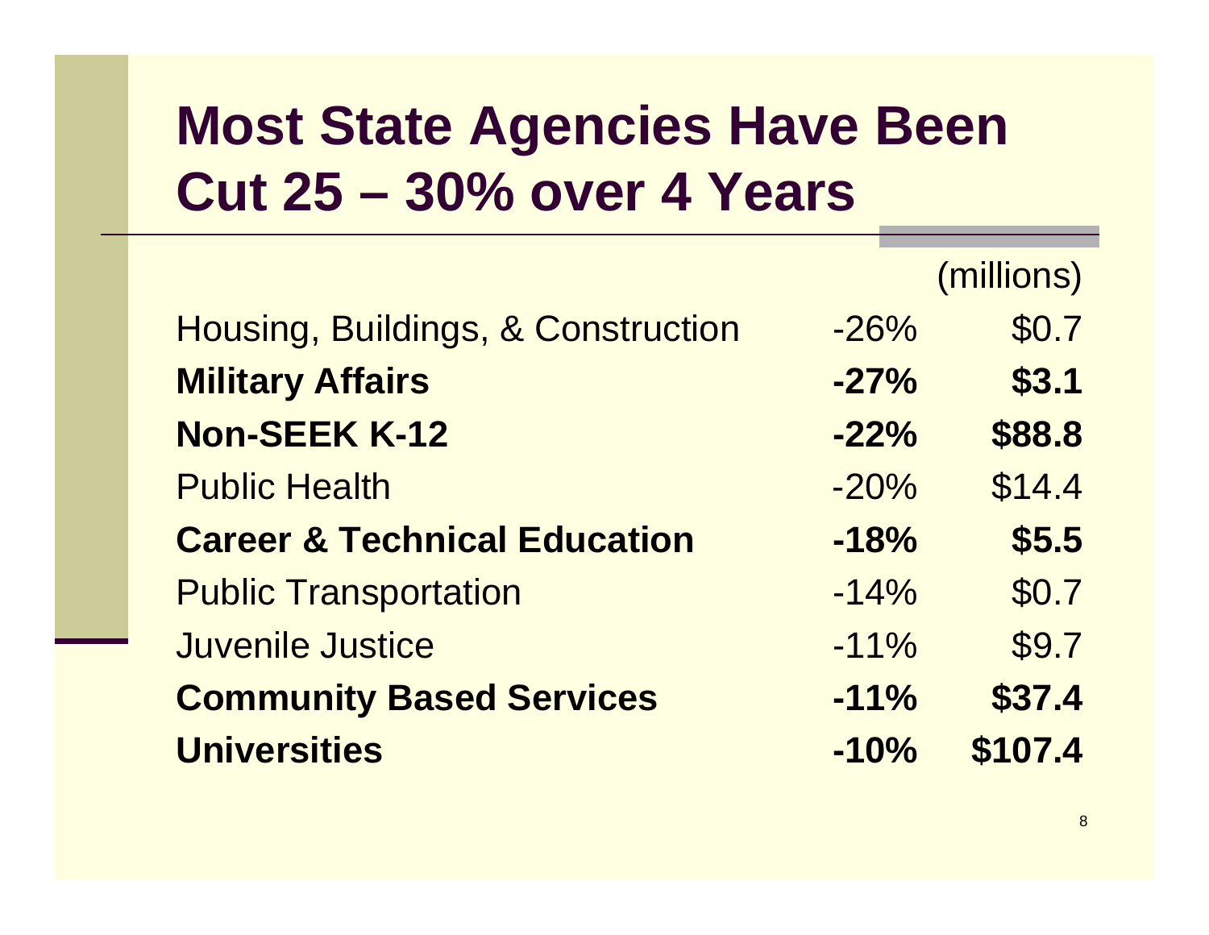# Most State Agencies Have Been Cut 25 – 30% over 4 Years

| | | (millions) |
|---|---|---|
| Housing, Buildings, & Construction | -26% | $0.7 |
| **Military Affairs** | **-27%** | **$3.1** |
| **Non-SEEK K-12** | **-22%** | **$88.8** |
| Public Health | -20% | $14.4 |
| **Career & Technical Education** | **-18%** | **$5.5** |
| Public Transportation | -14% | $0.7 |
| Juvenile Justice | -11% | $9.7 |
| **Community Based Services** | **-11%** | **$37.4** |
| **Universities** | **-10%** | **$107.4** |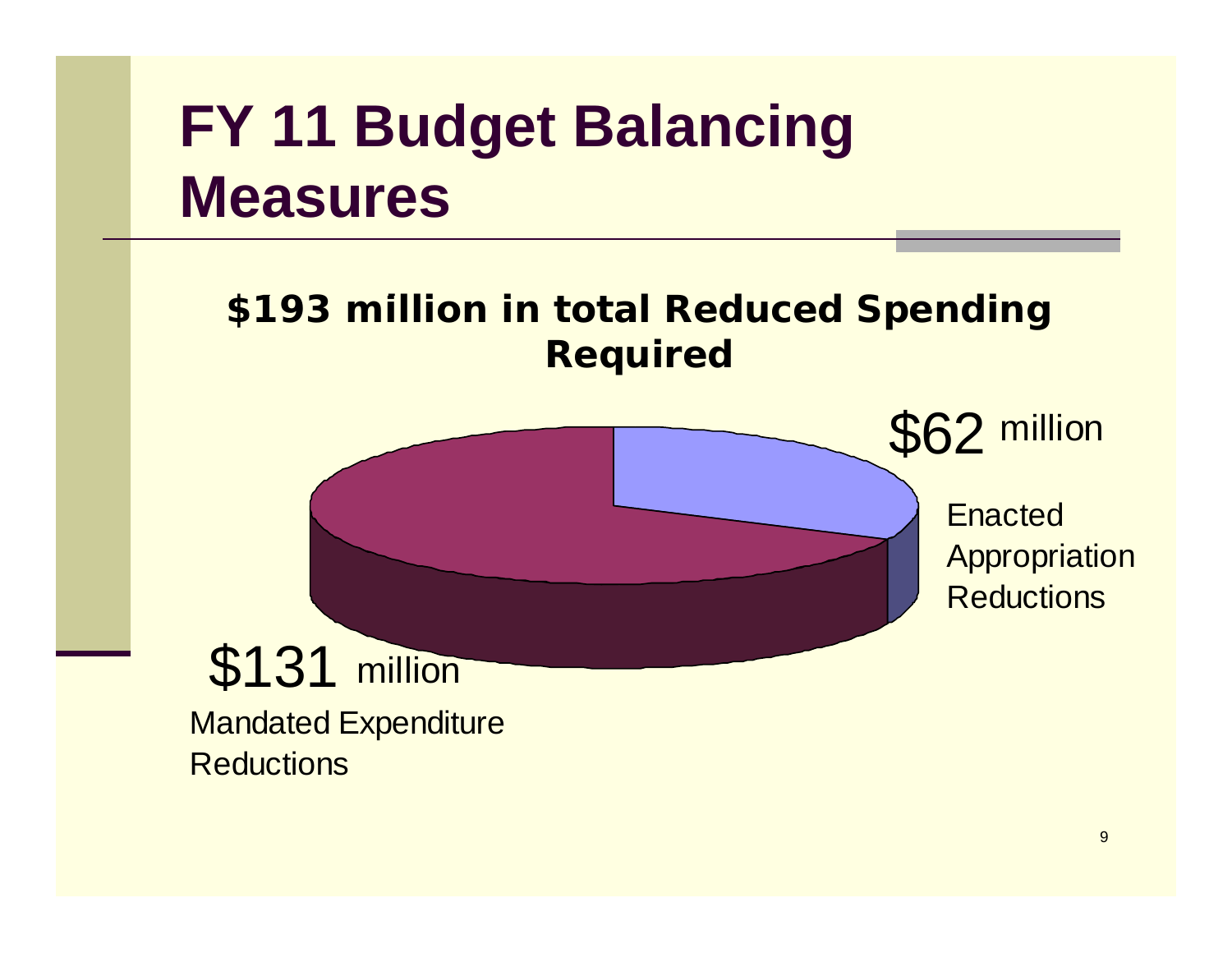# FY 11 Budget Balancing Measures

**$193 million in total Reduced Spending Required**

$62 million

Enacted Appropriation Reductions

$131 million

Mandated Expenditure Reductions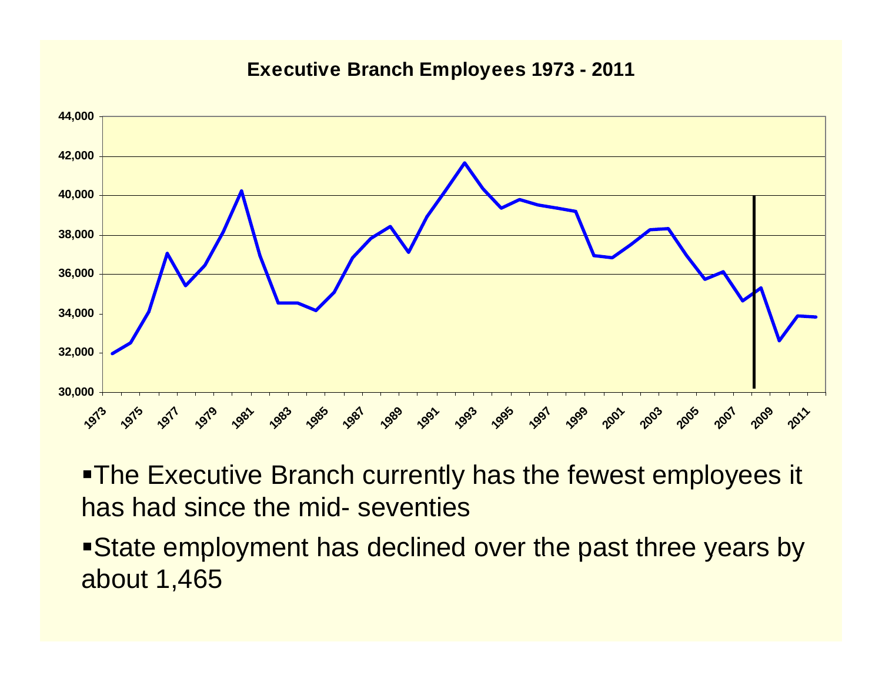**Executive Branch Employees 1973 - 2011**

- The Executive Branch currently has the fewest employees it has had since the mid- seventies
- State employment has declined over the past three years by about 1,465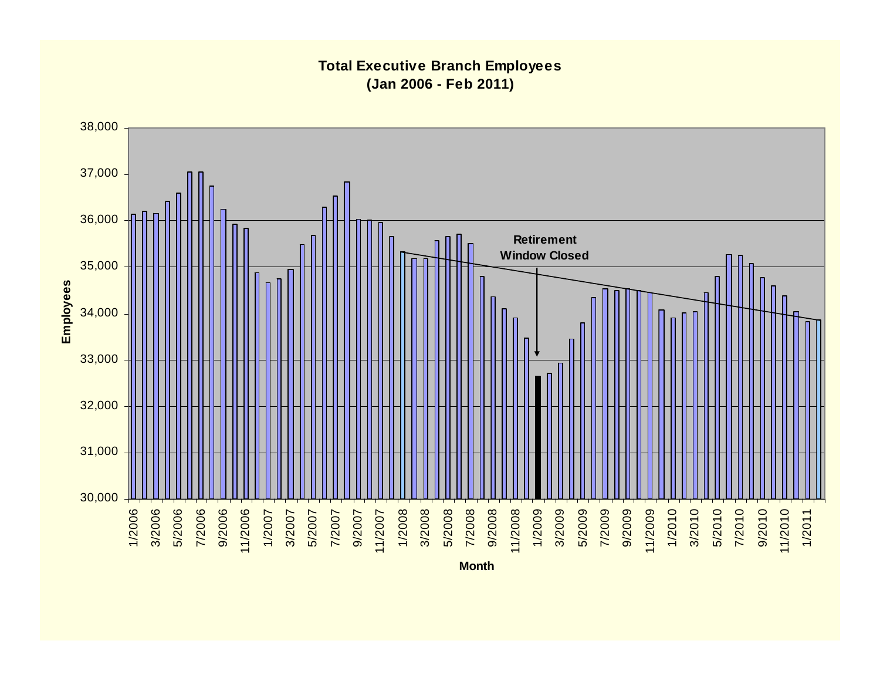**Total Executive Branch Employees (Jan 2006 - Feb 2011)**

Employees

38,000
37,000
36,000
35,000
34,000
33,000
32,000
31,000
30,000

Retirement Window Closed

1/2006 3/2006 5/2006 7/2006 9/2006 11/2006 1/2007 3/2007 5/2007 7/2007 9/2007 11/2007 1/2008 3/2008 5/2008 7/2008 9/2008 11/2008 1/2009 3/2009 5/2009 7/2009 9/2009 11/2009 1/2010 3/2010 5/2010 7/2010 9/2010 11/2010 1/2011

Month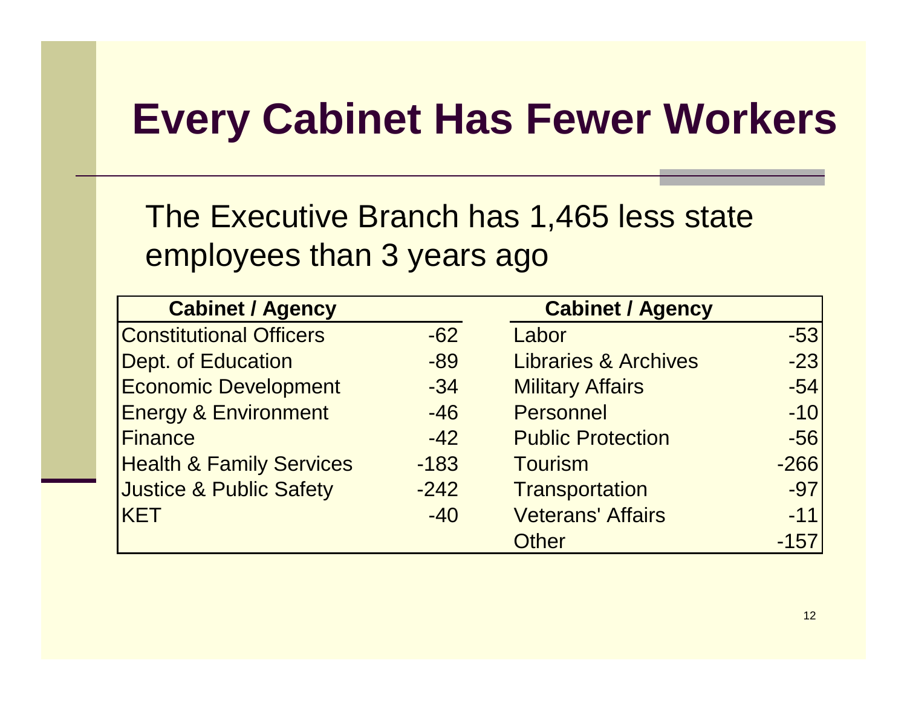# Every Cabinet Has Fewer Workers

The Executive Branch has 1,465 less state employees than 3 years ago

| Cabinet / Agency | | Cabinet / Agency | |
|---|---|---|---|
| Constitutional Officers | -62 | Labor | -53 |
| Dept. of Education | -89 | Libraries & Archives | -23 |
| Economic Development | -34 | Military Affairs | -54 |
| Energy & Environment | -46 | Personnel | -10 |
| Finance | -42 | Public Protection | -56 |
| Health & Family Services | -183 | Tourism | -266 |
| Justice & Public Safety | -242 | Transportation | -97 |
| KET | -40 | Veterans' Affairs | -11 |
| | | Other | -157 |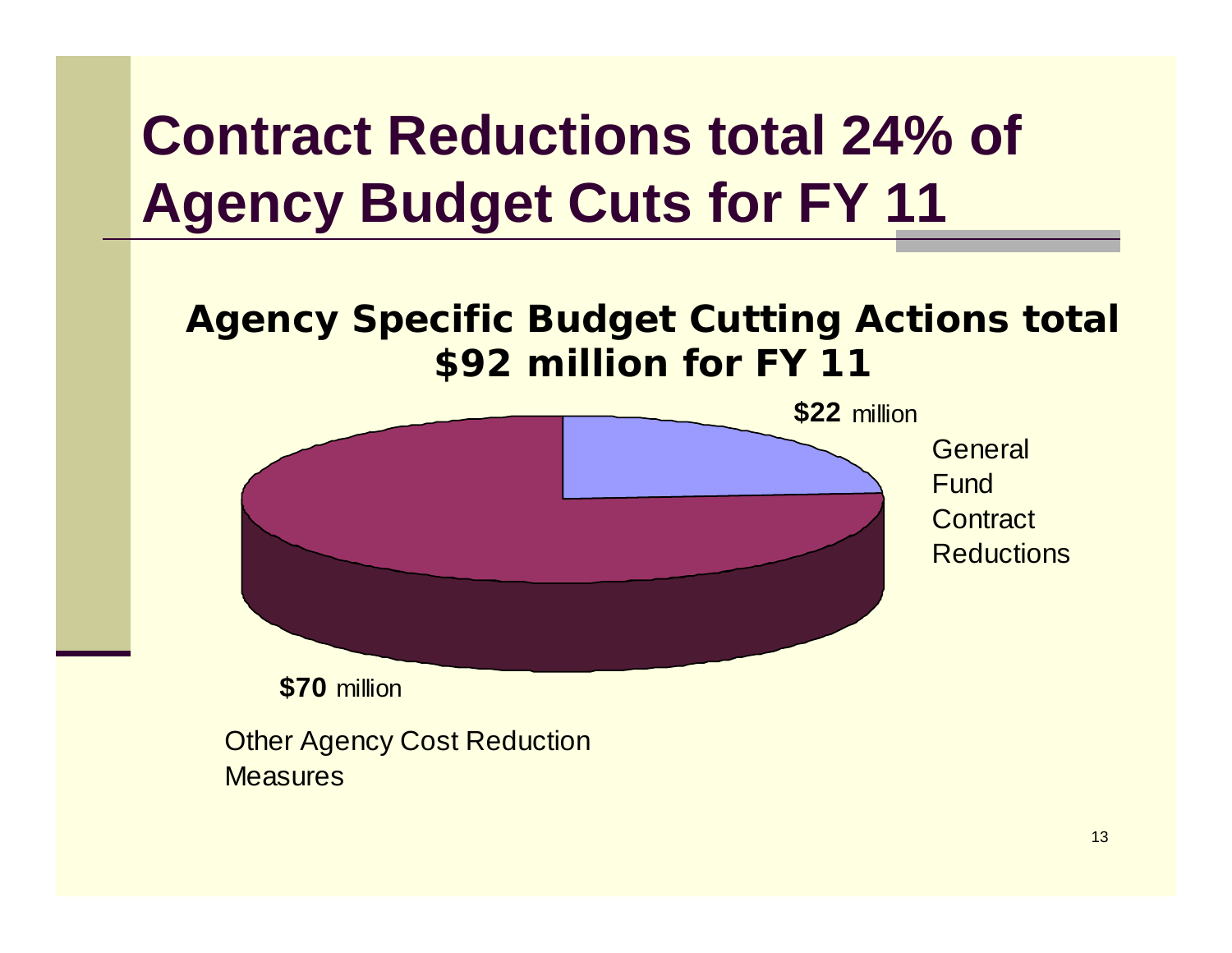# Contract Reductions total 24% of Agency Budget Cuts for FY 11

## Agency Specific Budget Cutting Actions total $92 million for FY 11

**$22** million

General Fund Contract Reductions

**$70** million

Other Agency Cost Reduction Measures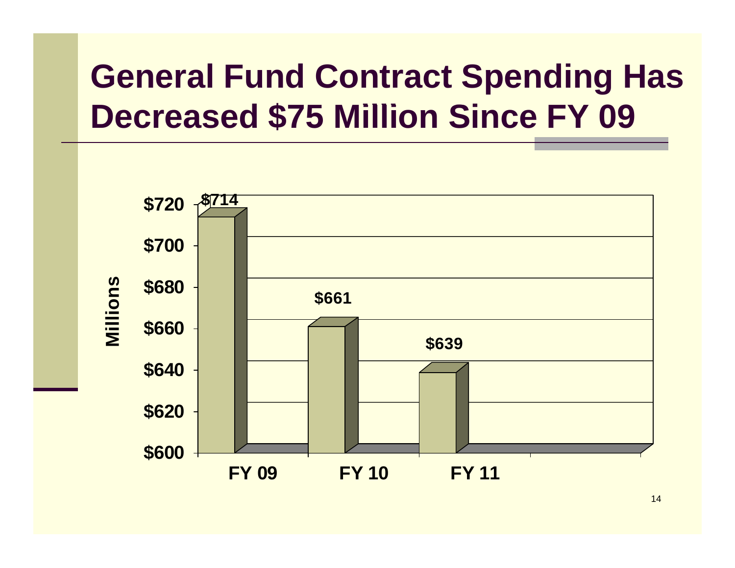# General Fund Contract Spending Has Decreased $75 Million Since FY 09

| | FY 09 | FY 10 | FY 11 |
|---|---|---|---|
| Millions | $714 | $661 | $639 |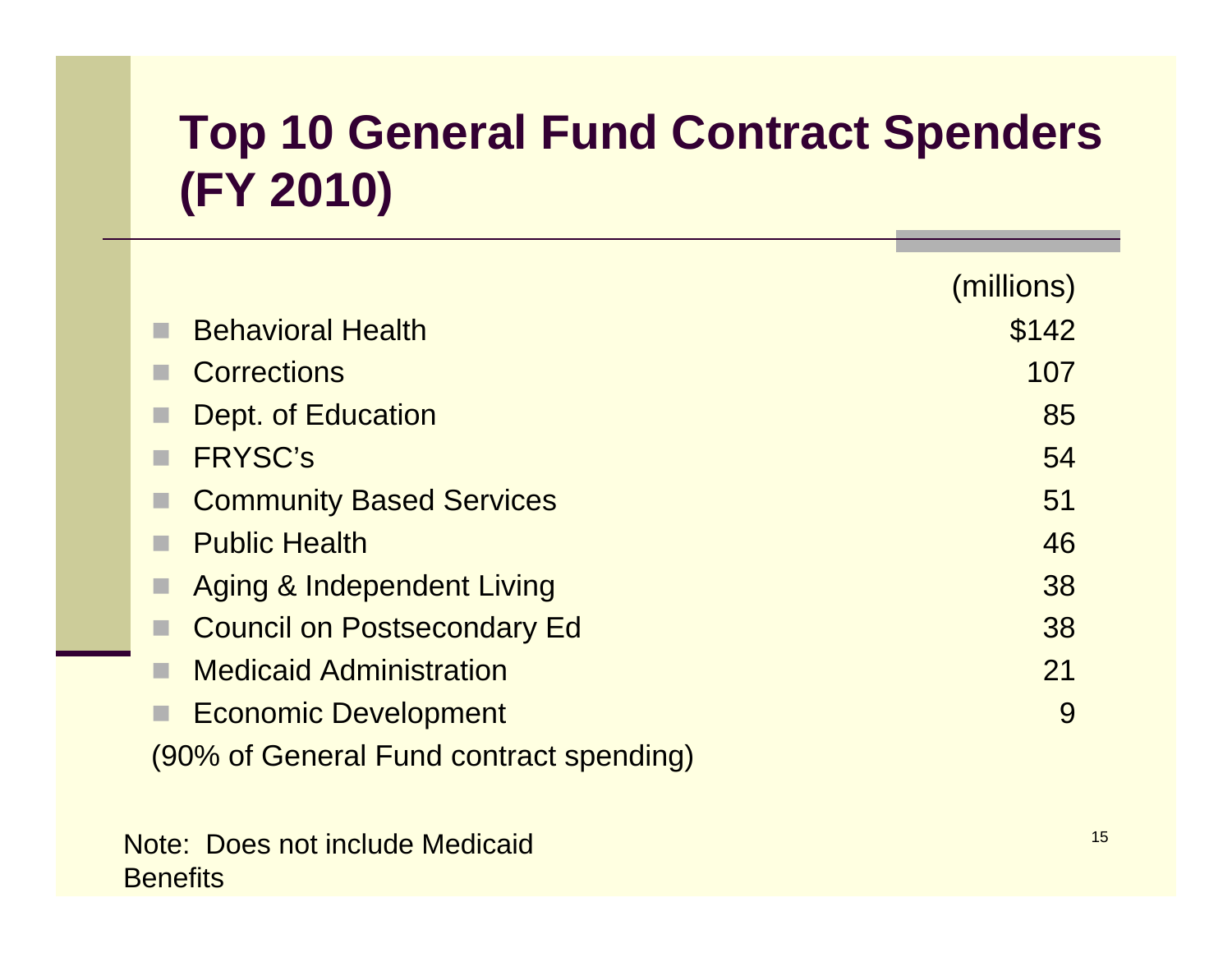# Top 10 General Fund Contract Spenders (FY 2010)

| | (millions) |
|---|---|
| Behavioral Health | $142 |
| Corrections | 107 |
| Dept. of Education | 85 |
| FRYSC's | 54 |
| Community Based Services | 51 |
| Public Health | 46 |
| Aging & Independent Living | 38 |
| Council on Postsecondary Ed | 38 |
| Medicaid Administration | 21 |
| Economic Development | 9 |

(90% of General Fund contract spending)

Note: Does not include Medicaid Benefits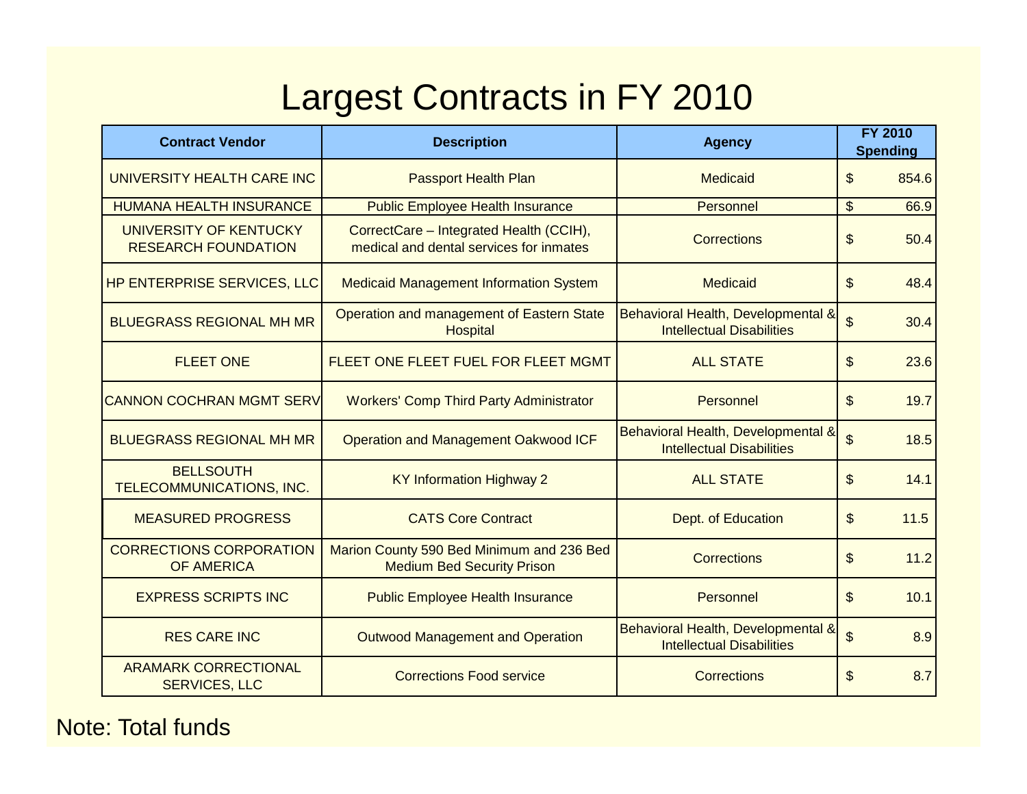# Largest Contracts in FY 2010

| Contract Vendor | Description | Agency | FY 2010 Spending |
|---|---|---|---|
| UNIVERSITY HEALTH CARE INC | Passport Health Plan | Medicaid | $ 854.6 |
| HUMANA HEALTH INSURANCE | Public Employee Health Insurance | Personnel | $ 66.9 |
| UNIVERSITY OF KENTUCKY RESEARCH FOUNDATION | CorrectCare – Integrated Health (CCIH), medical and dental services for inmates | Corrections | $ 50.4 |
| HP ENTERPRISE SERVICES, LLC | Medicaid Management Information System | Medicaid | $ 48.4 |
| BLUEGRASS REGIONAL MH MR | Operation and management of Eastern State Hospital | Behavioral Health, Developmental & Intellectual Disabilities | $ 30.4 |
| FLEET ONE | FLEET ONE FLEET FUEL FOR FLEET MGMT | ALL STATE | $ 23.6 |
| CANNON COCHRAN MGMT SERV | Workers' Comp Third Party Administrator | Personnel | $ 19.7 |
| BLUEGRASS REGIONAL MH MR | Operation and Management Oakwood ICF | Behavioral Health, Developmental & Intellectual Disabilities | $ 18.5 |
| BELLSOUTH TELECOMMUNICATIONS, INC. | KY Information Highway 2 | ALL STATE | $ 14.1 |
| MEASURED PROGRESS | CATS Core Contract | Dept. of Education | $ 11.5 |
| CORRECTIONS CORPORATION OF AMERICA | Marion County 590 Bed Minimum and 236 Bed Medium Bed Security Prison | Corrections | $ 11.2 |
| EXPRESS SCRIPTS INC | Public Employee Health Insurance | Personnel | $ 10.1 |
| RES CARE INC | Outwood Management and Operation | Behavioral Health, Developmental & Intellectual Disabilities | $ 8.9 |
| ARAMARK CORRECTIONAL SERVICES, LLC | Corrections Food service | Corrections | $ 8.7 |

Note: Total funds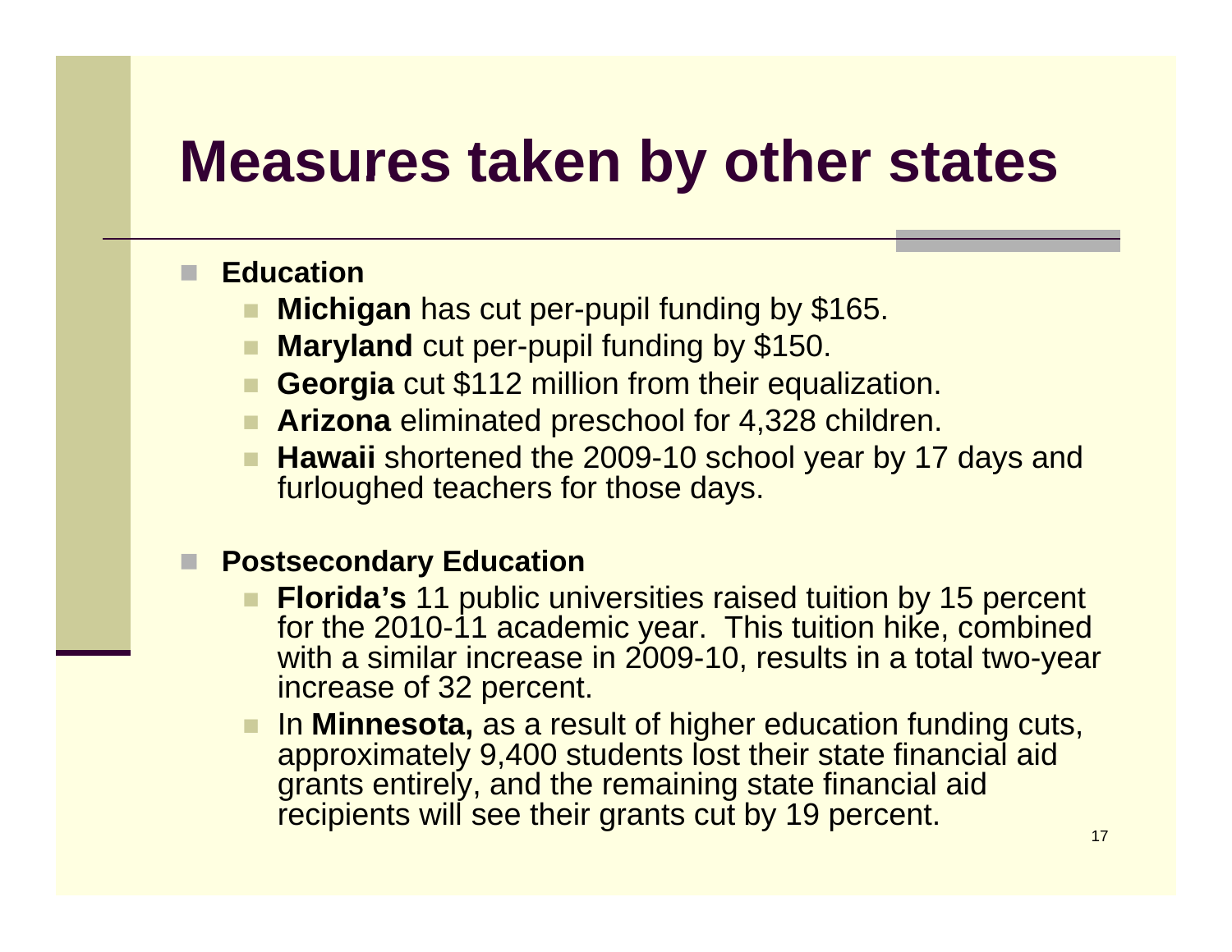# Measures taken by other states

- **Education**
  - **Michigan** has cut per-pupil funding by $165.
  - **Maryland** cut per-pupil funding by $150.
  - **Georgia** cut $112 million from their equalization.
  - **Arizona** eliminated preschool for 4,328 children.
  - **Hawaii** shortened the 2009-10 school year by 17 days and furloughed teachers for those days.

- **Postsecondary Education**
  - **Florida's** 11 public universities raised tuition by 15 percent for the 2010-11 academic year. This tuition hike, combined with a similar increase in 2009-10, results in a total two-year increase of 32 percent.
  - In **Minnesota,** as a result of higher education funding cuts, approximately 9,400 students lost their state financial aid grants entirely, and the remaining state financial aid recipients will see their grants cut by 19 percent.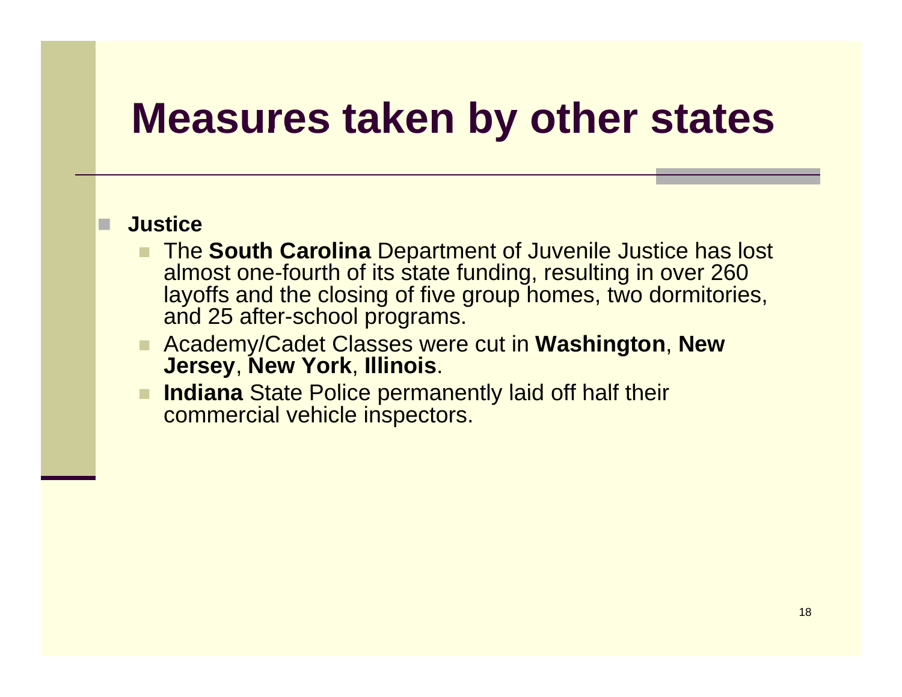# Measures taken by other states

- **Justice**
  - The **South Carolina** Department of Juvenile Justice has lost almost one-fourth of its state funding, resulting in over 260 layoffs and the closing of five group homes, two dormitories, and 25 after-school programs.
  - Academy/Cadet Classes were cut in **Washington**, **New Jersey**, **New York**, **Illinois**.
  - **Indiana** State Police permanently laid off half their commercial vehicle inspectors.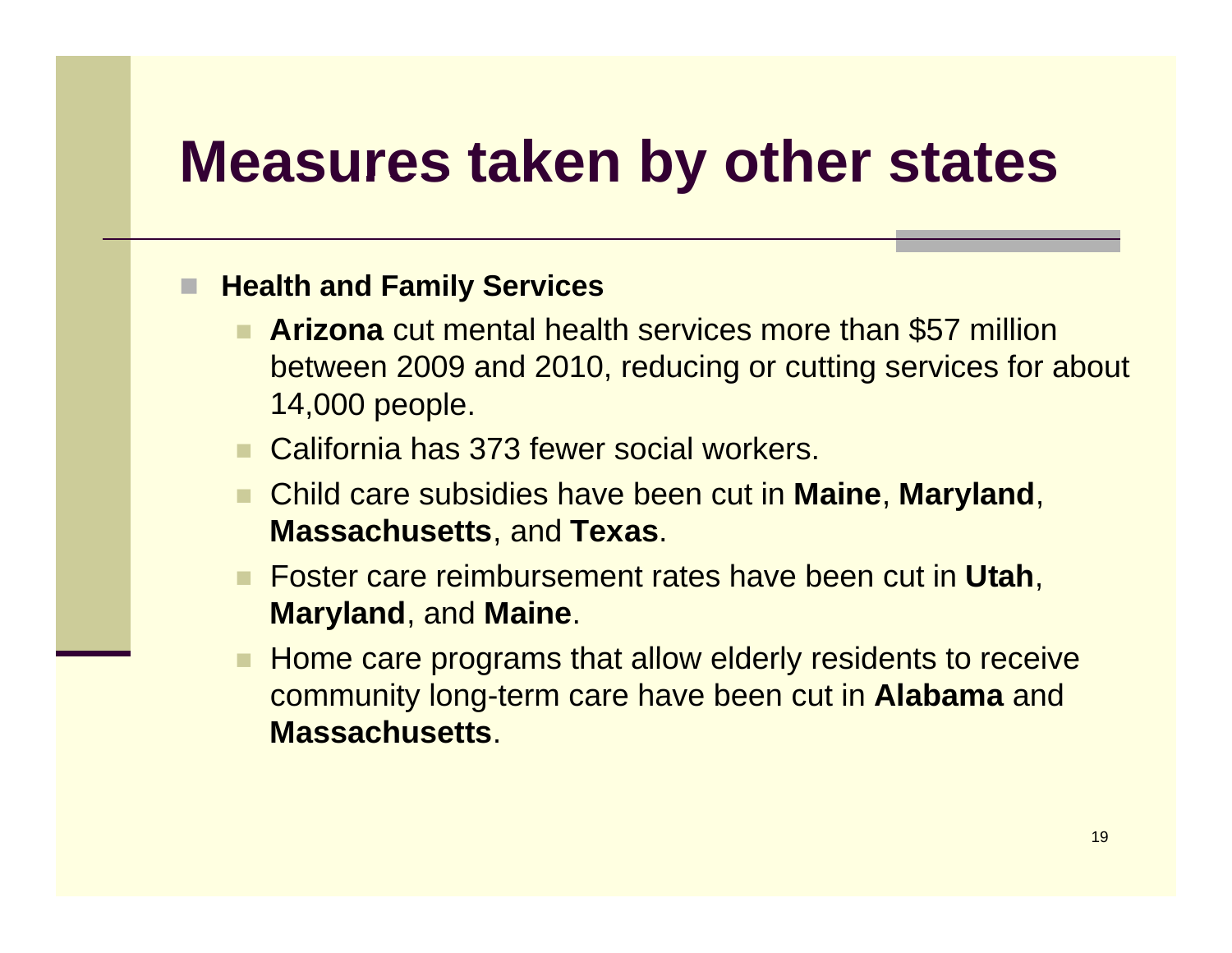# Measures taken by other states

- **Health and Family Services**
  - **Arizona** cut mental health services more than $57 million between 2009 and 2010, reducing or cutting services for about 14,000 people.
  - California has 373 fewer social workers.
  - Child care subsidies have been cut in **Maine**, **Maryland**, **Massachusetts**, and **Texas**.
  - Foster care reimbursement rates have been cut in **Utah**, **Maryland**, and **Maine**.
  - Home care programs that allow elderly residents to receive community long-term care have been cut in **Alabama** and **Massachusetts**.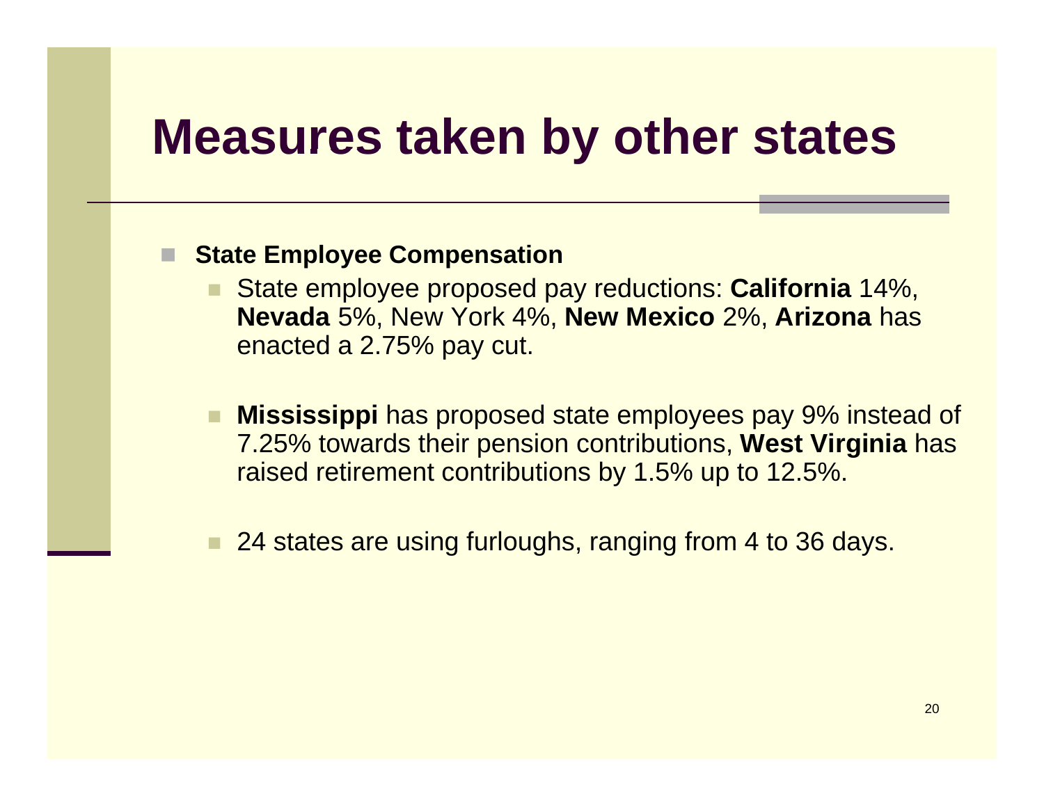# Measures taken by other states

- **State Employee Compensation**
  - State employee proposed pay reductions: **California** 14%, **Nevada** 5%, New York 4%, **New Mexico** 2%, **Arizona** has enacted a 2.75% pay cut.
  - **Mississippi** has proposed state employees pay 9% instead of 7.25% towards their pension contributions, **West Virginia** has raised retirement contributions by 1.5% up to 12.5%.
  - 24 states are using furloughs, ranging from 4 to 36 days.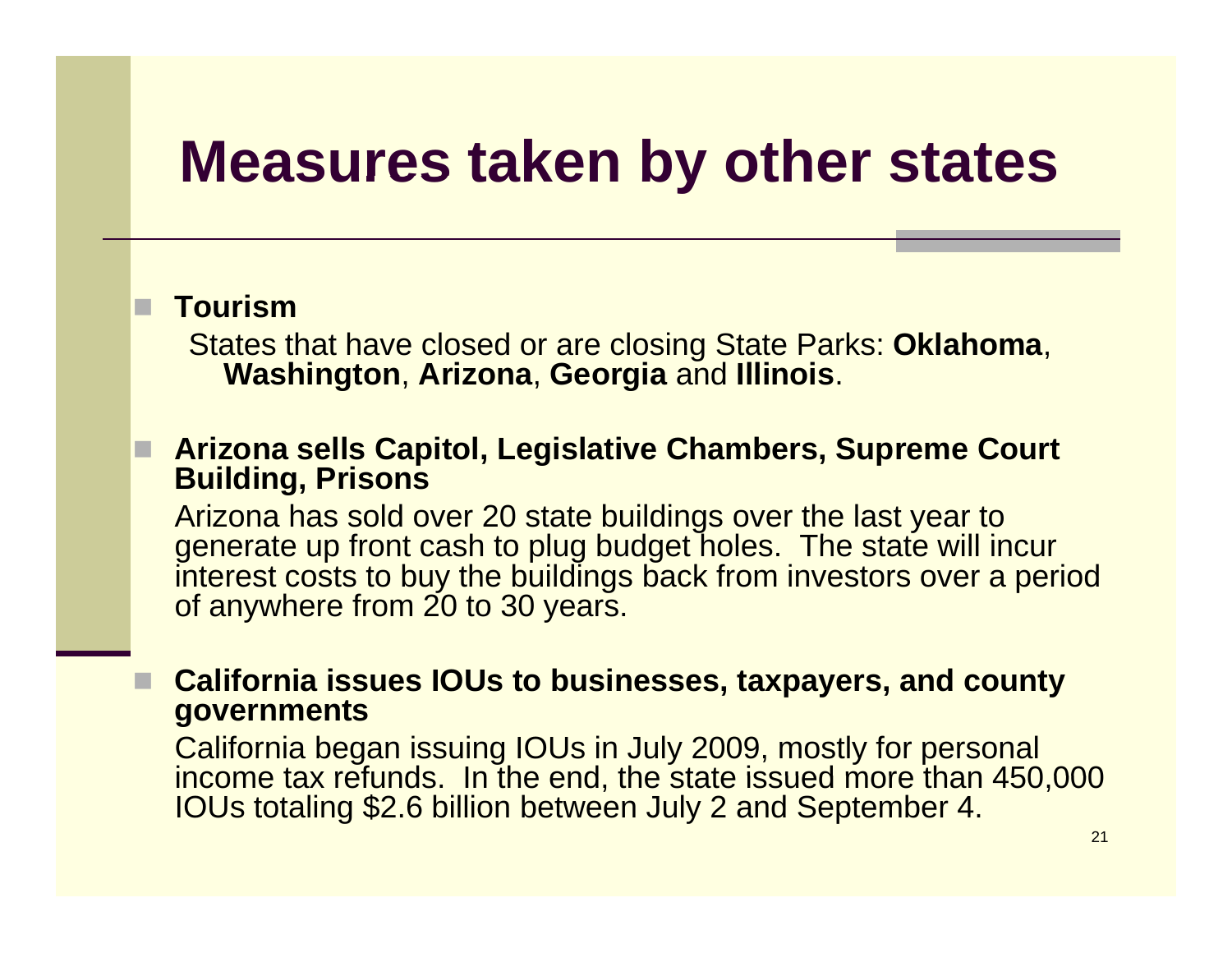# Measures taken by other states

- **Tourism**

  States that have closed or are closing State Parks: **Oklahoma**, **Washington**, **Arizona**, **Georgia** and **Illinois**.

- **Arizona sells Capitol, Legislative Chambers, Supreme Court Building, Prisons**

  Arizona has sold over 20 state buildings over the last year to generate up front cash to plug budget holes. The state will incur interest costs to buy the buildings back from investors over a period of anywhere from 20 to 30 years.

- **California issues IOUs to businesses, taxpayers, and county governments**

  California began issuing IOUs in July 2009, mostly for personal income tax refunds. In the end, the state issued more than 450,000 IOUs totaling $2.6 billion between July 2 and September 4.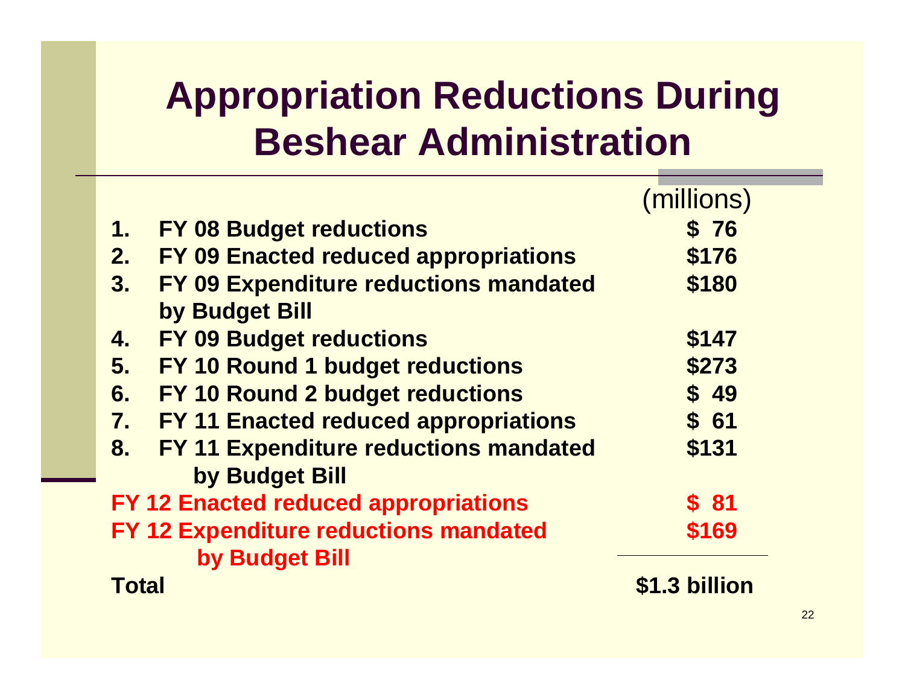# Appropriation Reductions During Beshear Administration

| | | (millions) |
|---|---|---|
| 1. | FY 08 Budget reductions | $ 76 |
| 2. | FY 09 Enacted reduced appropriations | $176 |
| 3. | FY 09 Expenditure reductions mandated by Budget Bill | $180 |
| 4. | FY 09 Budget reductions | $147 |
| 5. | FY 10 Round 1 budget reductions | $273 |
| 6. | FY 10 Round 2 budget reductions | $ 49 |
| 7. | FY 11 Enacted reduced appropriations | $ 61 |
| 8. | FY 11 Expenditure reductions mandated by Budget Bill | $131 |
| | FY 12 Enacted reduced appropriations | $ 81 |
| | FY 12 Expenditure reductions mandated by Budget Bill | $169 |
| | **Total** | **$1.3 billion** |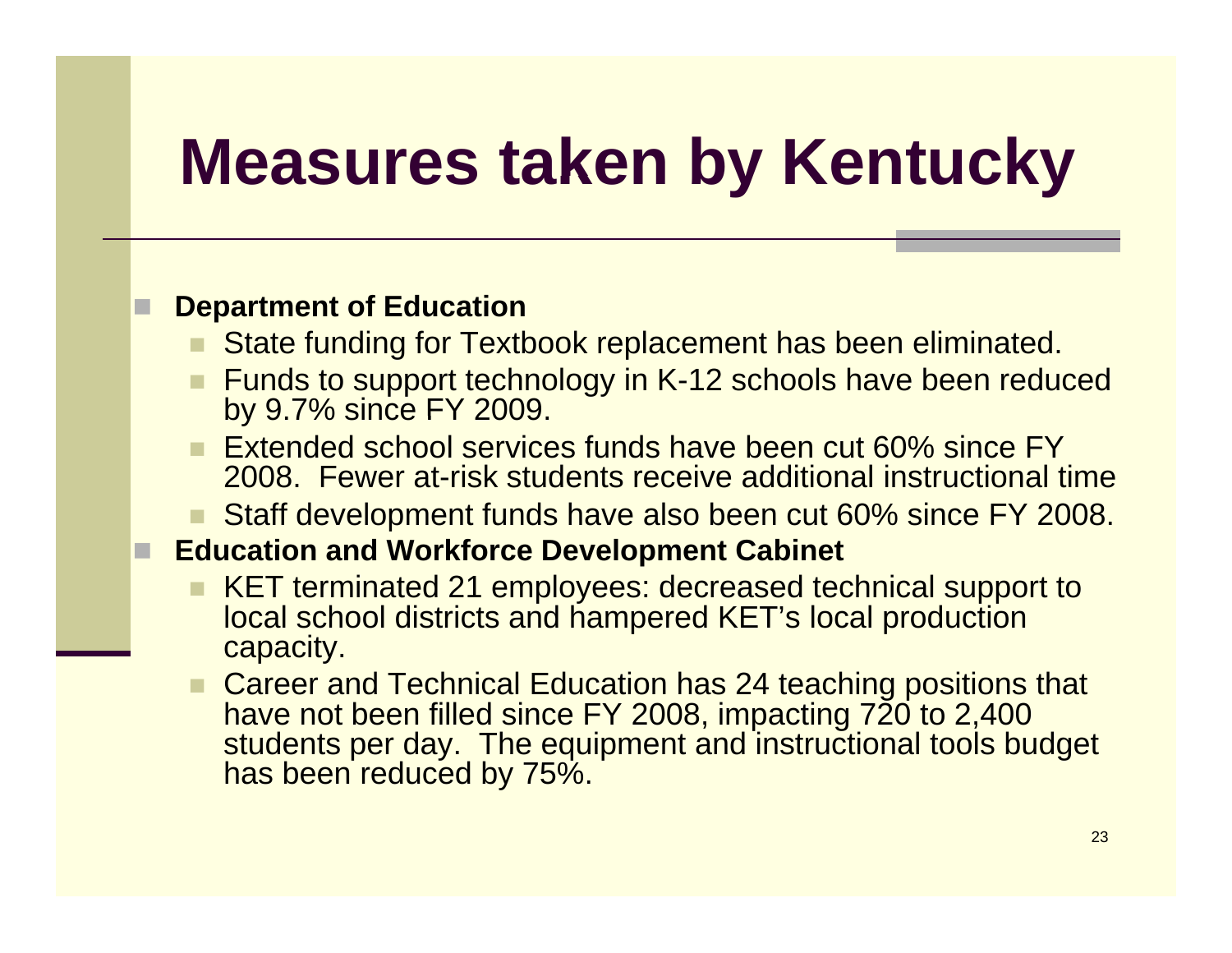# Measures taken by Kentucky

- **Department of Education**
  - State funding for Textbook replacement has been eliminated.
  - Funds to support technology in K-12 schools have been reduced by 9.7% since FY 2009.
  - Extended school services funds have been cut 60% since FY 2008. Fewer at-risk students receive additional instructional time
  - Staff development funds have also been cut 60% since FY 2008.
- **Education and Workforce Development Cabinet**
  - KET terminated 21 employees: decreased technical support to local school districts and hampered KET's local production capacity.
  - Career and Technical Education has 24 teaching positions that have not been filled since FY 2008, impacting 720 to 2,400 students per day. The equipment and instructional tools budget has been reduced by 75%.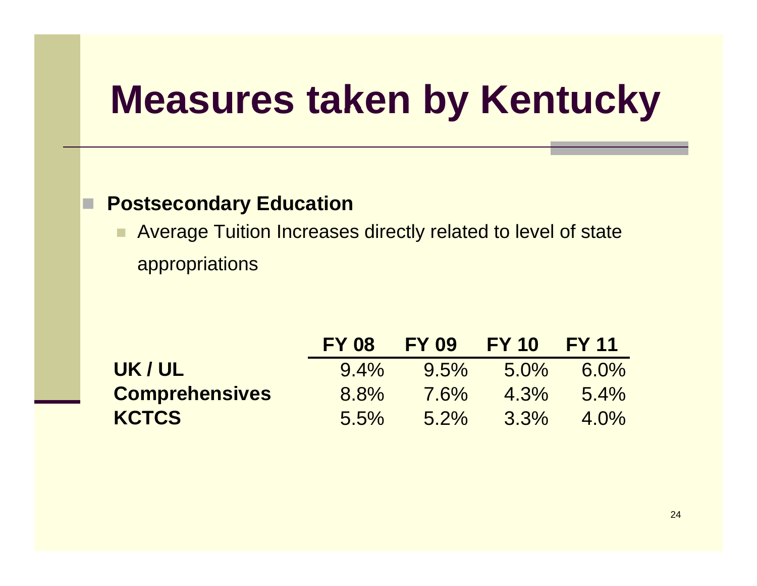# Measures taken by Kentucky

- **Postsecondary Education**
  - Average Tuition Increases directly related to level of state appropriations

| | FY 08 | FY 09 | FY 10 | FY 11 |
|---|---|---|---|---|
| **UK / UL** | 9.4% | 9.5% | 5.0% | 6.0% |
| **Comprehensives** | 8.8% | 7.6% | 4.3% | 5.4% |
| **KCTCS** | 5.5% | 5.2% | 3.3% | 4.0% |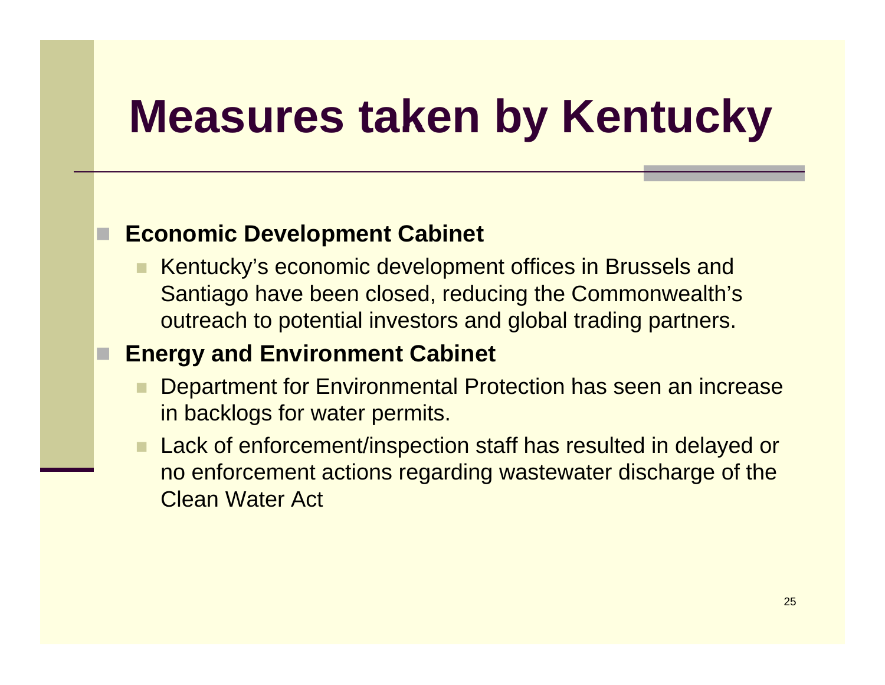# Measures taken by Kentucky

- **Economic Development Cabinet**
  - Kentucky's economic development offices in Brussels and Santiago have been closed, reducing the Commonwealth's outreach to potential investors and global trading partners.
- **Energy and Environment Cabinet**
  - Department for Environmental Protection has seen an increase in backlogs for water permits.
  - Lack of enforcement/inspection staff has resulted in delayed or no enforcement actions regarding wastewater discharge of the Clean Water Act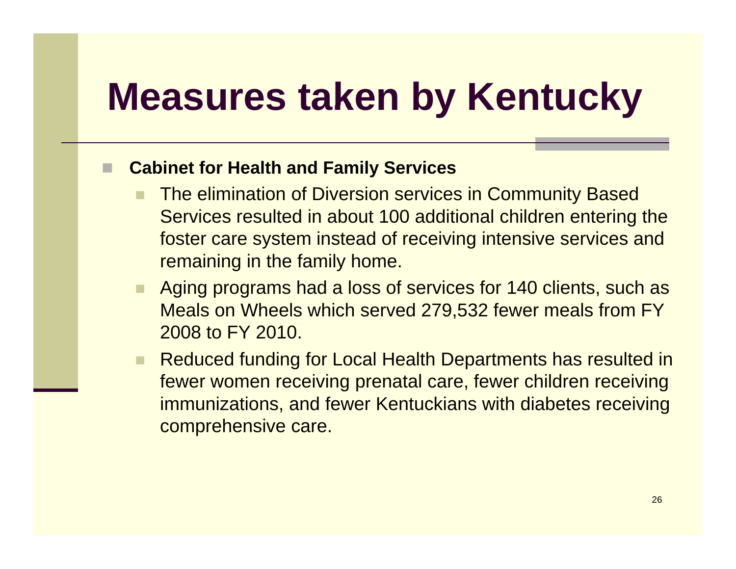# Measures taken by Kentucky

- **Cabinet for Health and Family Services**
  - The elimination of Diversion services in Community Based Services resulted in about 100 additional children entering the foster care system instead of receiving intensive services and remaining in the family home.
  - Aging programs had a loss of services for 140 clients, such as Meals on Wheels which served 279,532 fewer meals from FY 2008 to FY 2010.
  - Reduced funding for Local Health Departments has resulted in fewer women receiving prenatal care, fewer children receiving immunizations, and fewer Kentuckians with diabetes receiving comprehensive care.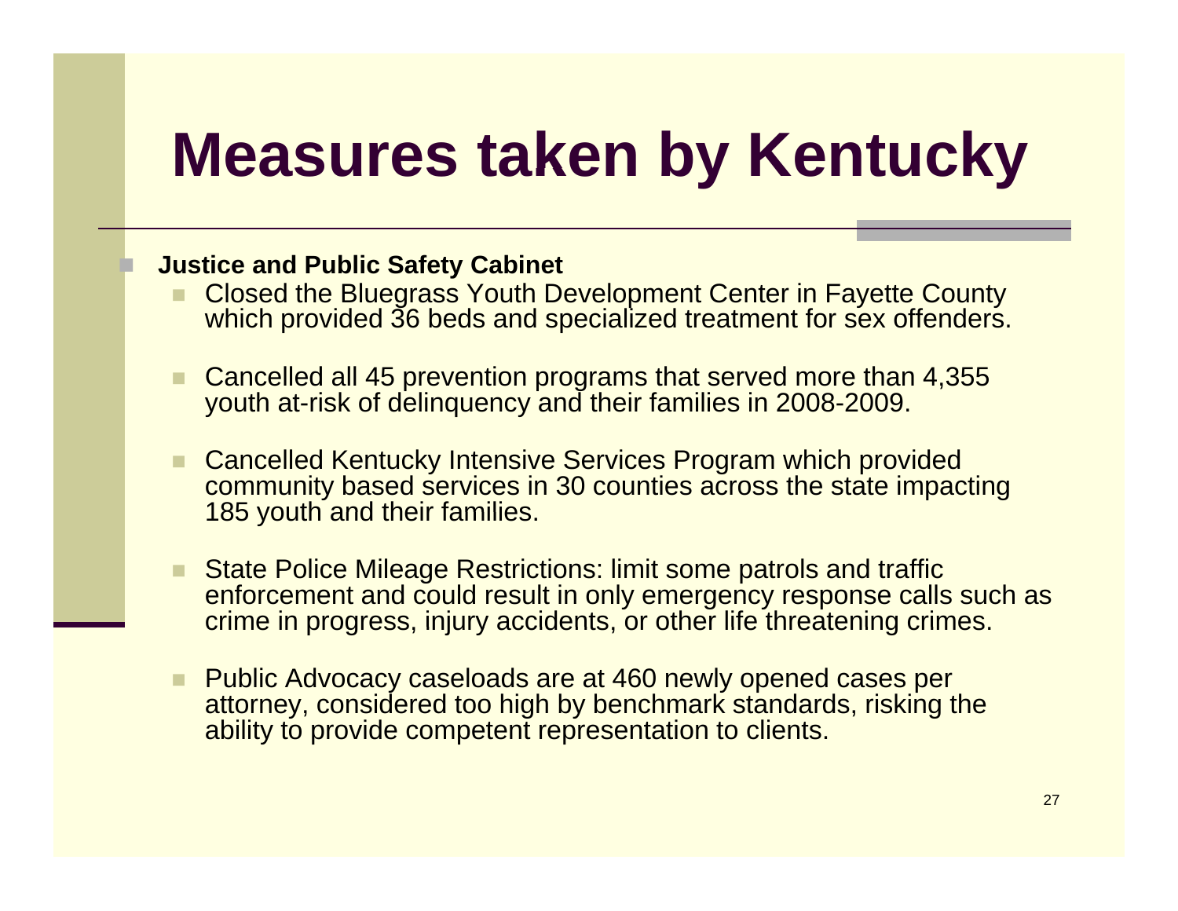# Measures taken by Kentucky

- **Justice and Public Safety Cabinet**
  - Closed the Bluegrass Youth Development Center in Fayette County which provided 36 beds and specialized treatment for sex offenders.
  - Cancelled all 45 prevention programs that served more than 4,355 youth at-risk of delinquency and their families in 2008-2009.
  - Cancelled Kentucky Intensive Services Program which provided community based services in 30 counties across the state impacting 185 youth and their families.
  - State Police Mileage Restrictions: limit some patrols and traffic enforcement and could result in only emergency response calls such as crime in progress, injury accidents, or other life threatening crimes.
  - Public Advocacy caseloads are at 460 newly opened cases per attorney, considered too high by benchmark standards, risking the ability to provide competent representation to clients.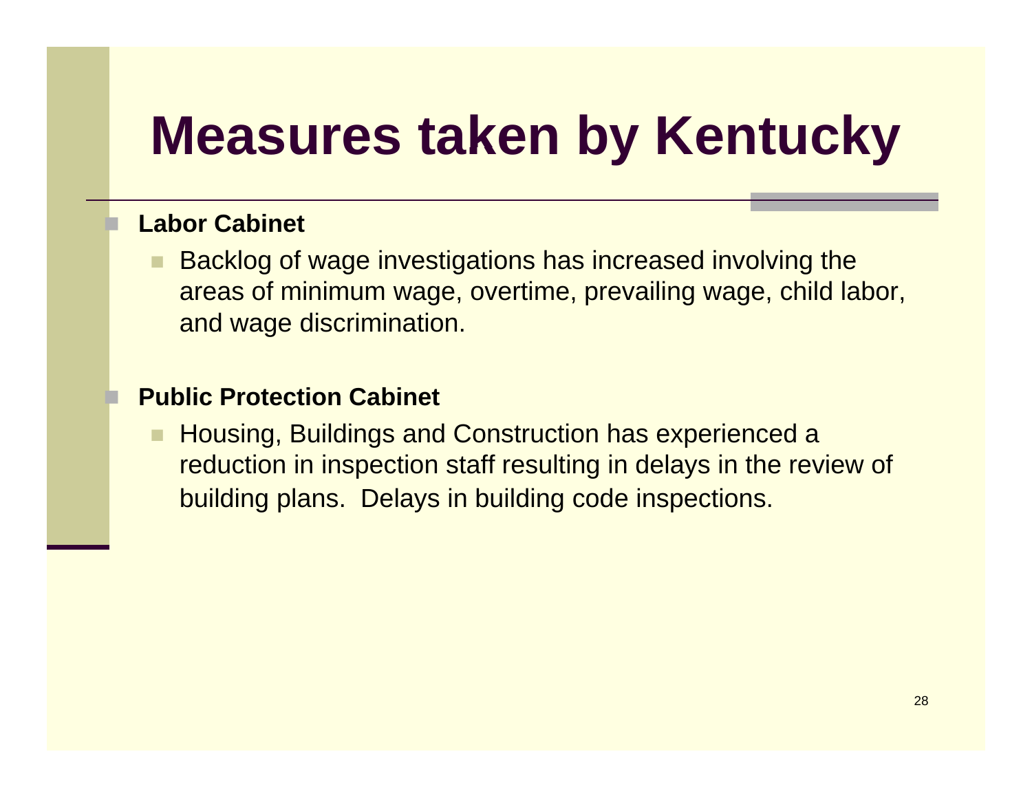# Measures taken by Kentucky

- **Labor Cabinet**
  - Backlog of wage investigations has increased involving the areas of minimum wage, overtime, prevailing wage, child labor, and wage discrimination.

- **Public Protection Cabinet**
  - Housing, Buildings and Construction has experienced a reduction in inspection staff resulting in delays in the review of building plans.  Delays in building code inspections.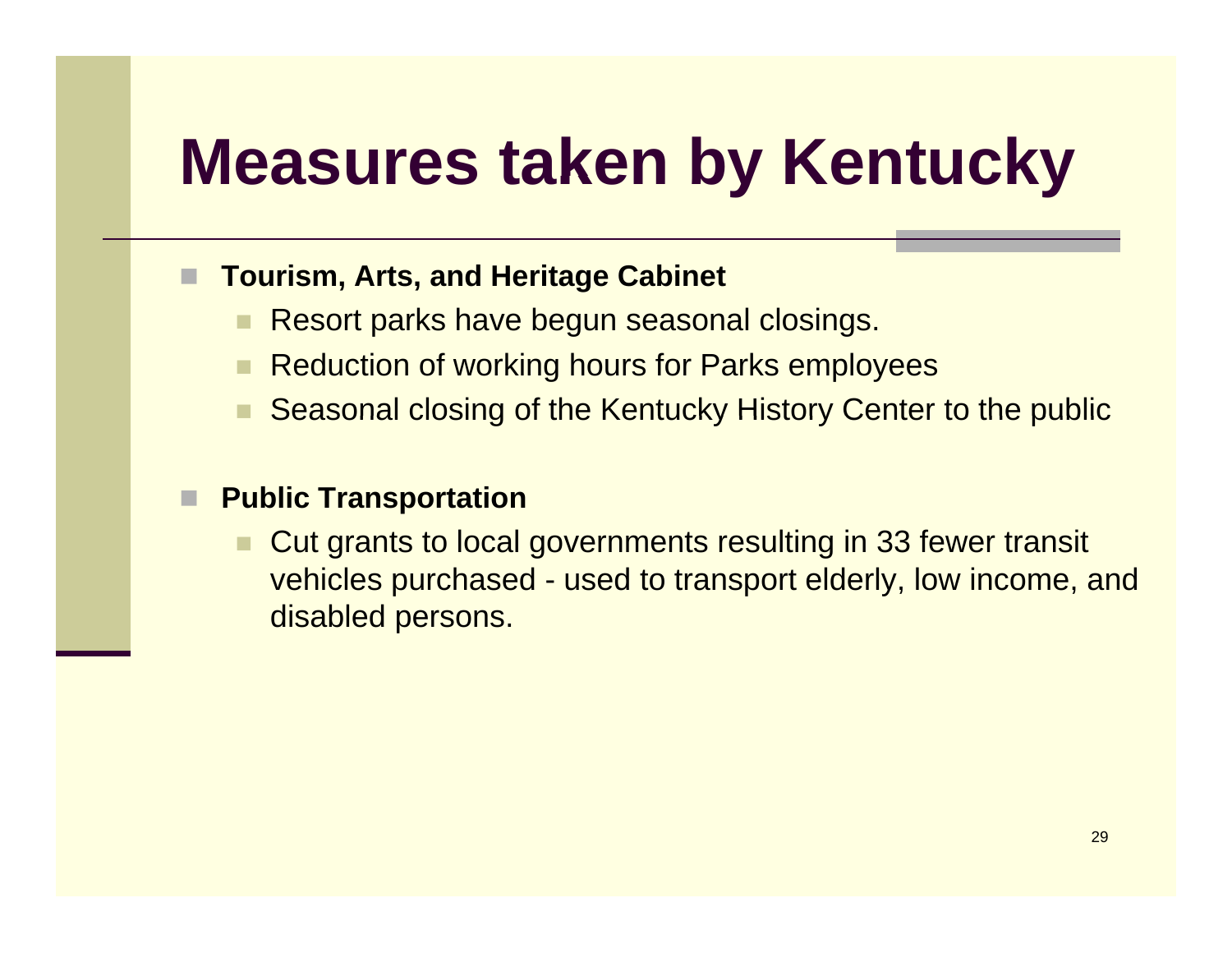# Measures taken by Kentucky

- **Tourism, Arts, and Heritage Cabinet**
  - Resort parks have begun seasonal closings.
  - Reduction of working hours for Parks employees
  - Seasonal closing of the Kentucky History Center to the public

- **Public Transportation**
  - Cut grants to local governments resulting in 33 fewer transit vehicles purchased - used to transport elderly, low income, and disabled persons.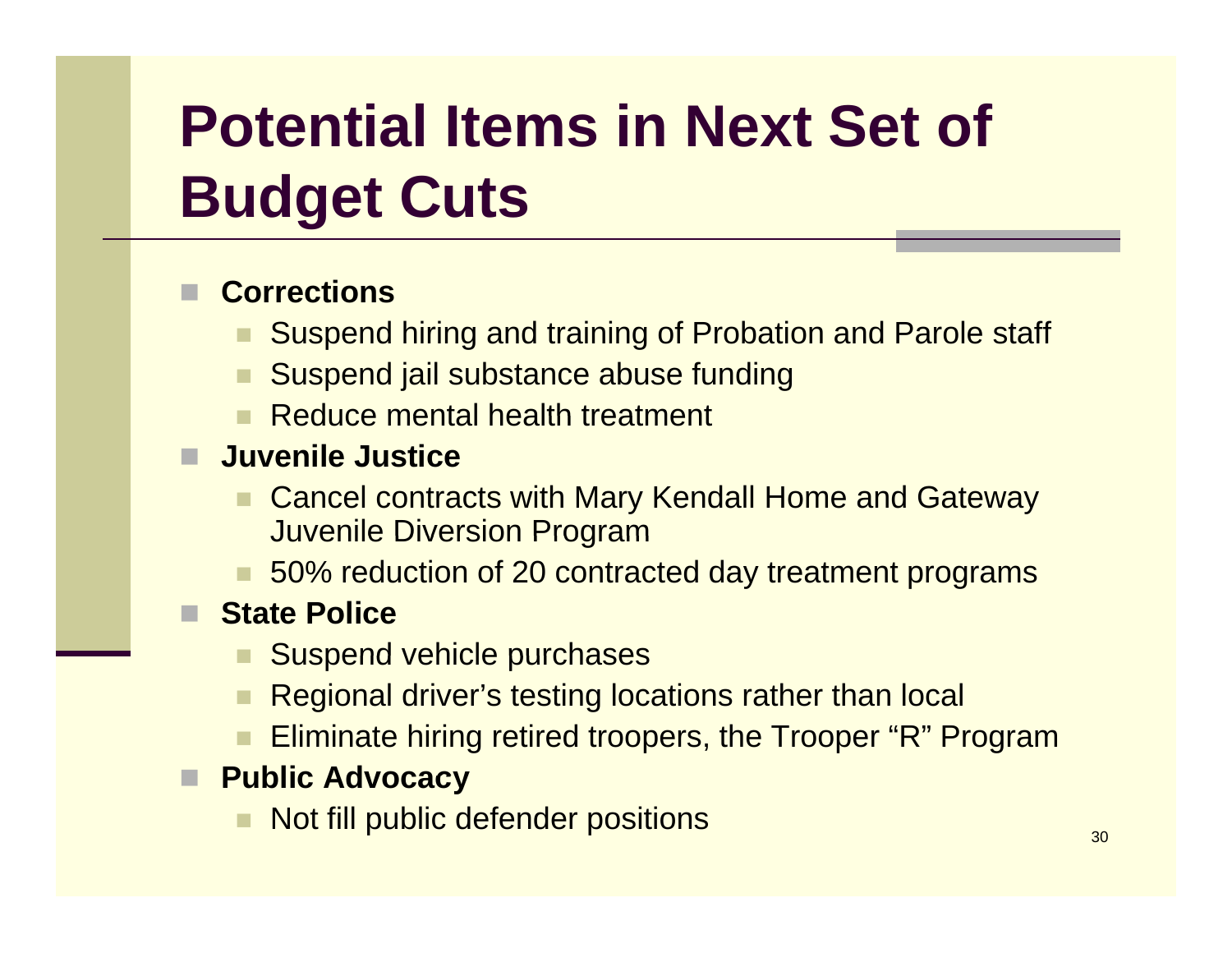# Potential Items in Next Set of Budget Cuts

- **Corrections**
  - Suspend hiring and training of Probation and Parole staff
  - Suspend jail substance abuse funding
  - Reduce mental health treatment
- **Juvenile Justice**
  - Cancel contracts with Mary Kendall Home and Gateway Juvenile Diversion Program
  - 50% reduction of 20 contracted day treatment programs
- **State Police**
  - Suspend vehicle purchases
  - Regional driver's testing locations rather than local
  - Eliminate hiring retired troopers, the Trooper "R" Program
- **Public Advocacy**
  - Not fill public defender positions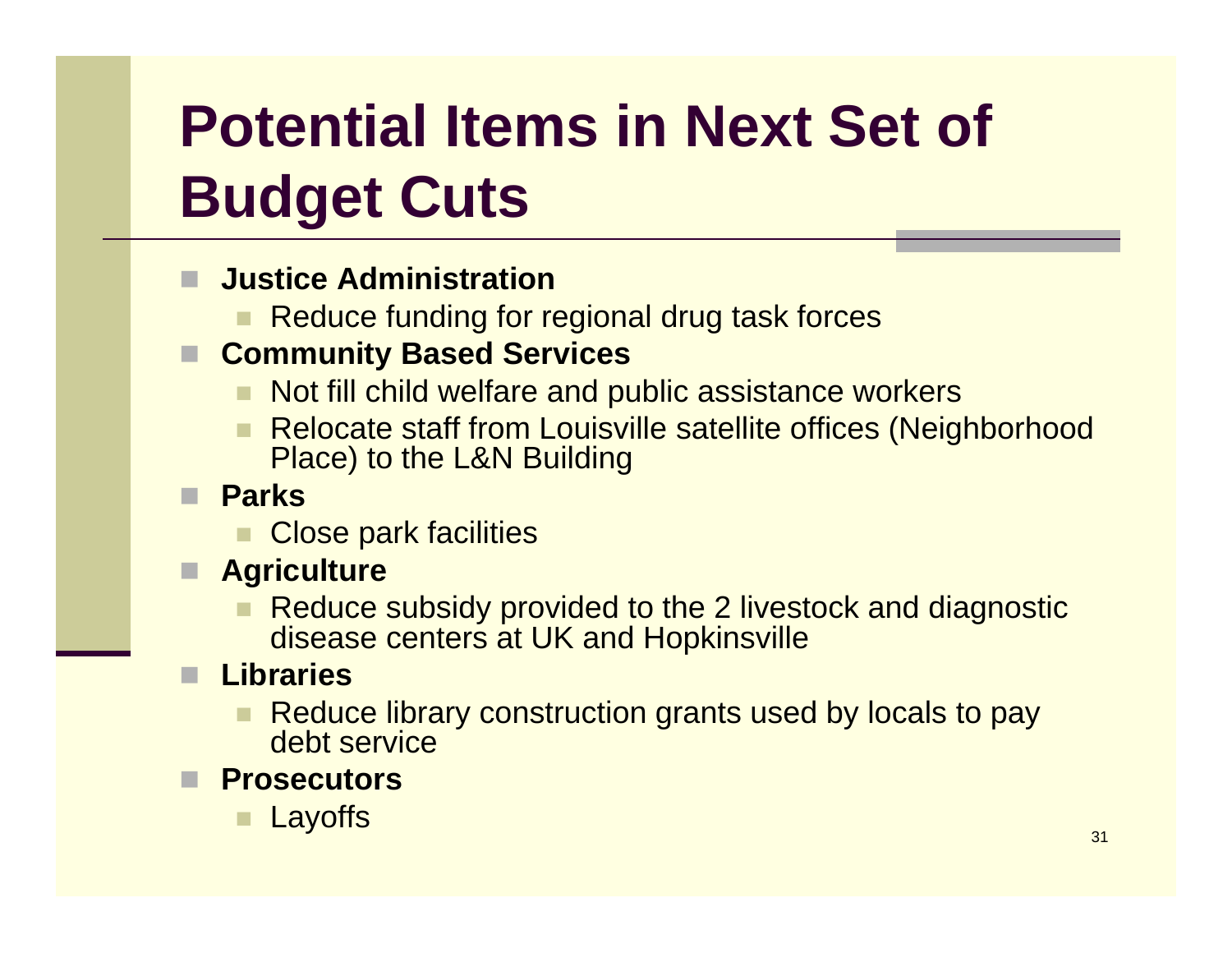# Potential Items in Next Set of Budget Cuts

- **Justice Administration**
  - Reduce funding for regional drug task forces
- **Community Based Services**
  - Not fill child welfare and public assistance workers
  - Relocate staff from Louisville satellite offices (Neighborhood Place) to the L&N Building
- **Parks**
  - Close park facilities
- **Agriculture**
  - Reduce subsidy provided to the 2 livestock and diagnostic disease centers at UK and Hopkinsville
- **Libraries**
  - Reduce library construction grants used by locals to pay debt service
- **Prosecutors**
  - Layoffs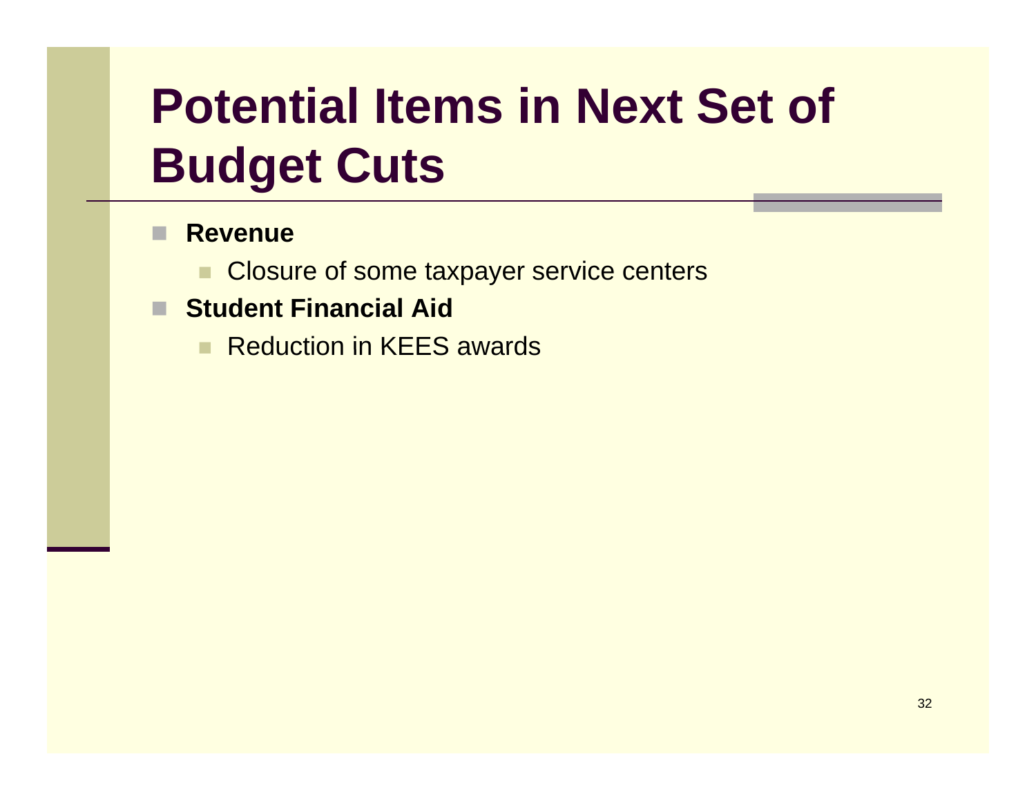# Potential Items in Next Set of Budget Cuts

- **Revenue**
  - Closure of some taxpayer service centers
- **Student Financial Aid**
  - Reduction in KEES awards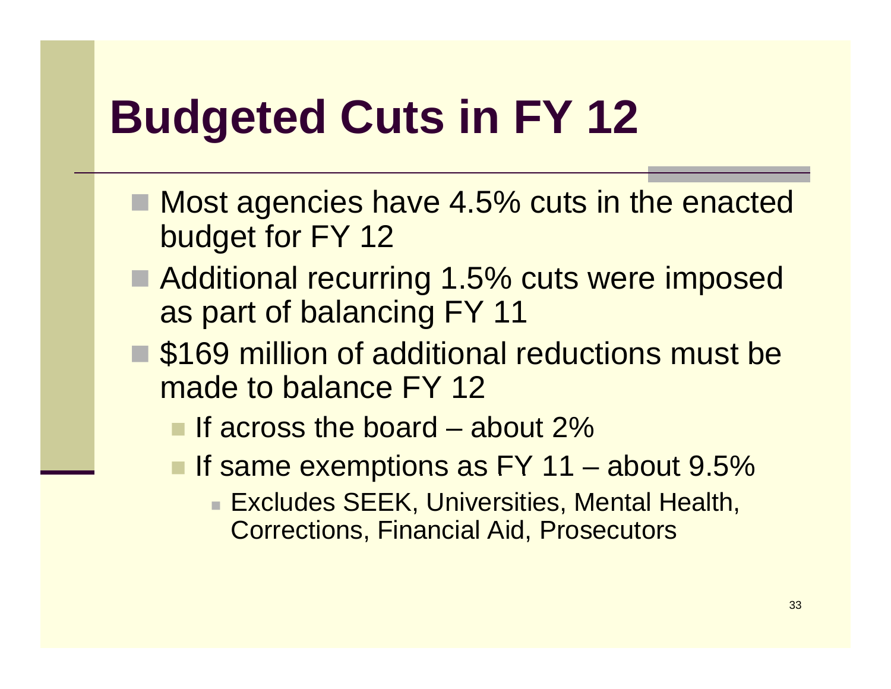# Budgeted Cuts in FY 12

- Most agencies have 4.5% cuts in the enacted budget for FY 12
- Additional recurring 1.5% cuts were imposed as part of balancing FY 11
- $169 million of additional reductions must be made to balance FY 12
  - If across the board – about 2%
  - If same exemptions as FY 11 – about 9.5%
    - Excludes SEEK, Universities, Mental Health, Corrections, Financial Aid, Prosecutors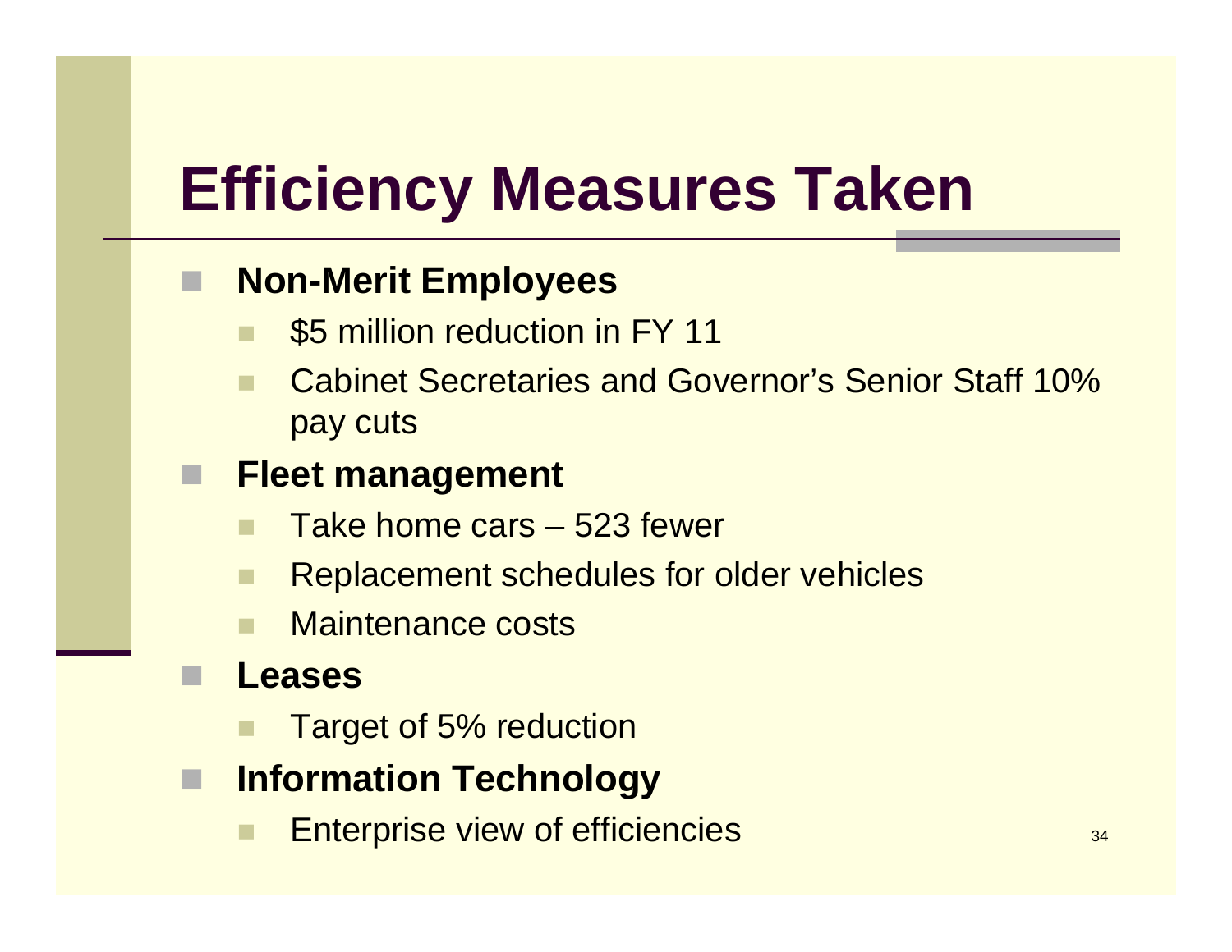# Efficiency Measures Taken

- **Non-Merit Employees**
  - $5 million reduction in FY 11
  - Cabinet Secretaries and Governor's Senior Staff 10% pay cuts
- **Fleet management**
  - Take home cars – 523 fewer
  - Replacement schedules for older vehicles
  - Maintenance costs
- **Leases**
  - Target of 5% reduction
- **Information Technology**
  - Enterprise view of efficiencies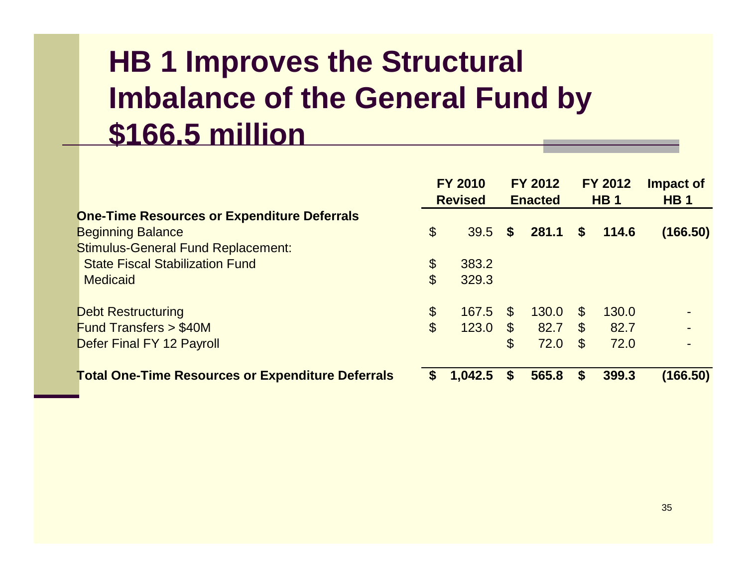# HB 1 Improves the Structural Imbalance of the General Fund by $166.5 million

| | FY 2010 Revised | FY 2012 Enacted | FY 2012 HB 1 | Impact of HB 1 |
|---|---|---|---|---|
| **One-Time Resources or Expenditure Deferrals** | | | | |
| Beginning Balance | $ 39.5 | **$ 281.1** | **$ 114.6** | **(166.50)** |
| Stimulus-General Fund Replacement: | | | | |
| State Fiscal Stabilization Fund | $ 383.2 | | | |
| Medicaid | $ 329.3 | | | |
| Debt Restructuring | $ 167.5 | $ 130.0 | $ 130.0 | - |
| Fund Transfers > $40M | $ 123.0 | $ 82.7 | $ 82.7 | - |
| Defer Final FY 12 Payroll | | $ 72.0 | $ 72.0 | - |
| **Total One-Time Resources or Expenditure Deferrals** | **$ 1,042.5** | **$ 565.8** | **$ 399.3** | **(166.50)** |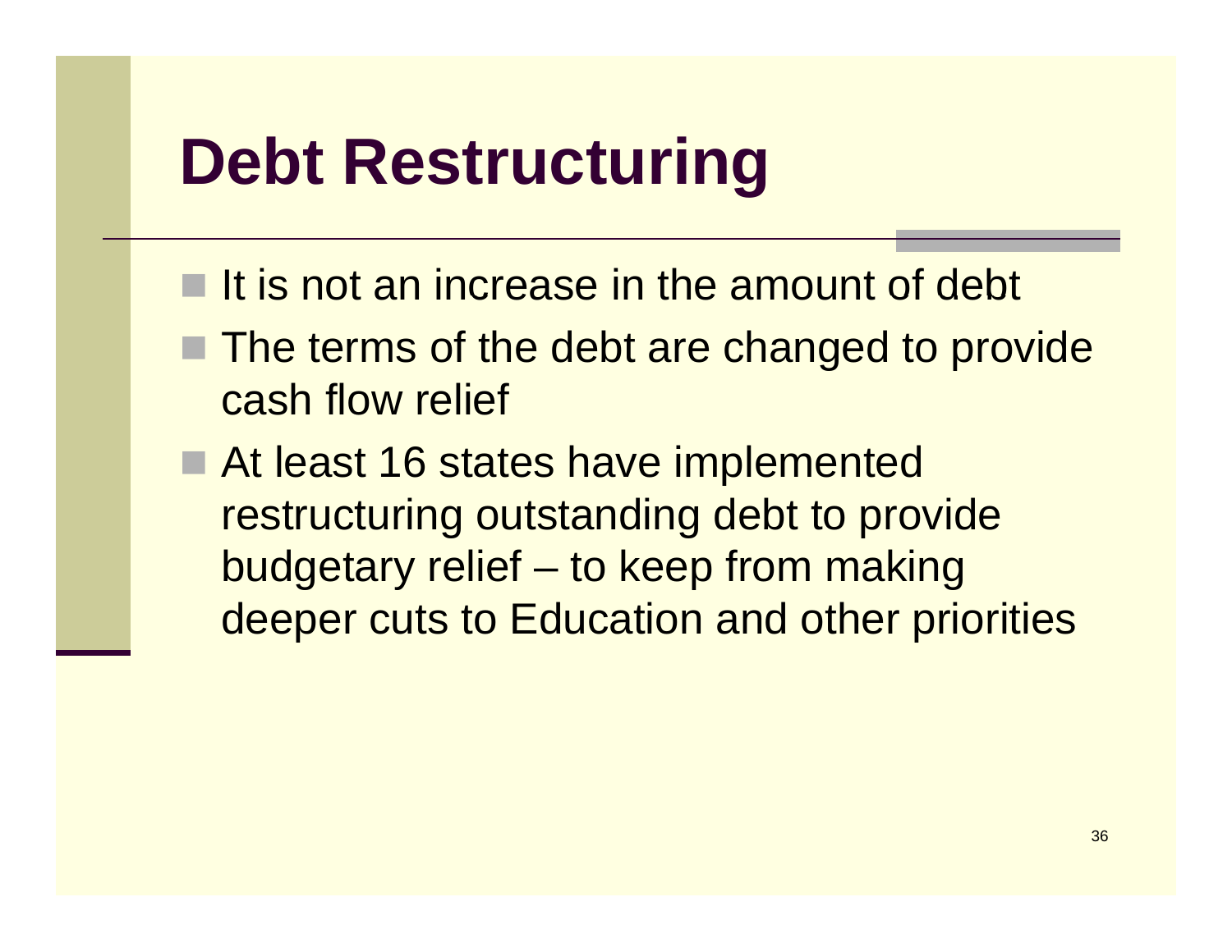# Debt Restructuring

- It is not an increase in the amount of debt
- The terms of the debt are changed to provide cash flow relief
- At least 16 states have implemented restructuring outstanding debt to provide budgetary relief – to keep from making deeper cuts to Education and other priorities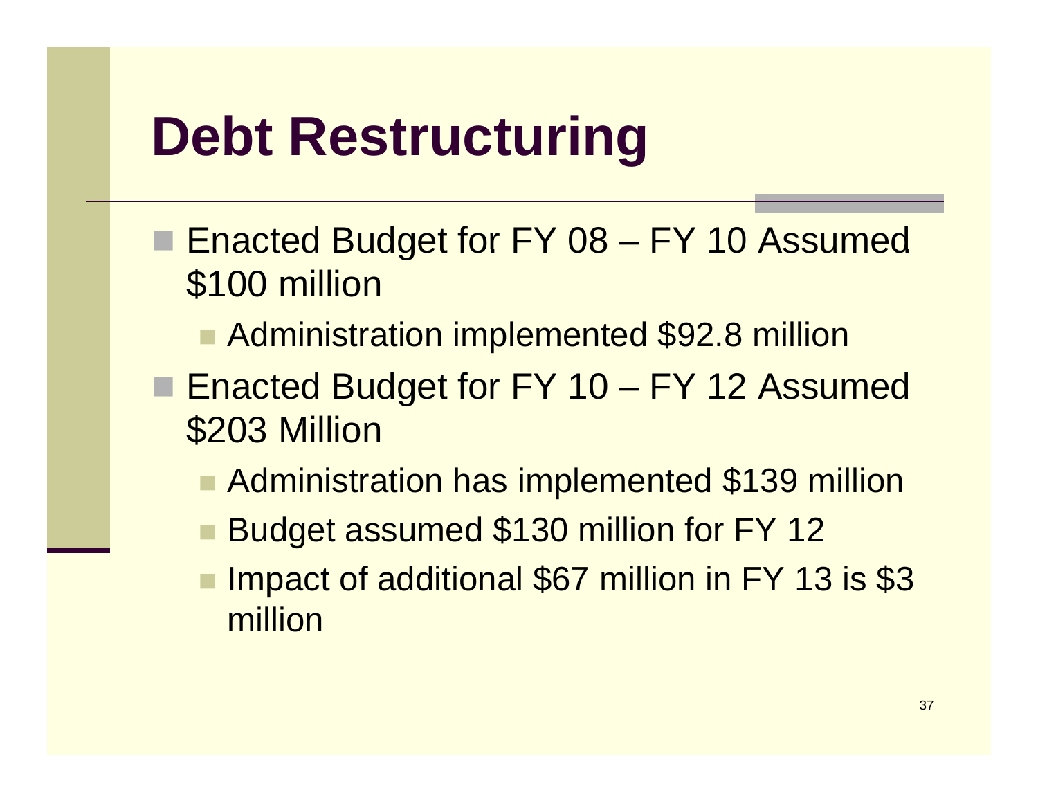# Debt Restructuring

- Enacted Budget for FY 08 – FY 10 Assumed $100 million
  - Administration implemented $92.8 million
- Enacted Budget for FY 10 – FY 12 Assumed $203 Million
  - Administration has implemented $139 million
  - Budget assumed $130 million for FY 12
  - Impact of additional $67 million in FY 13 is $3 million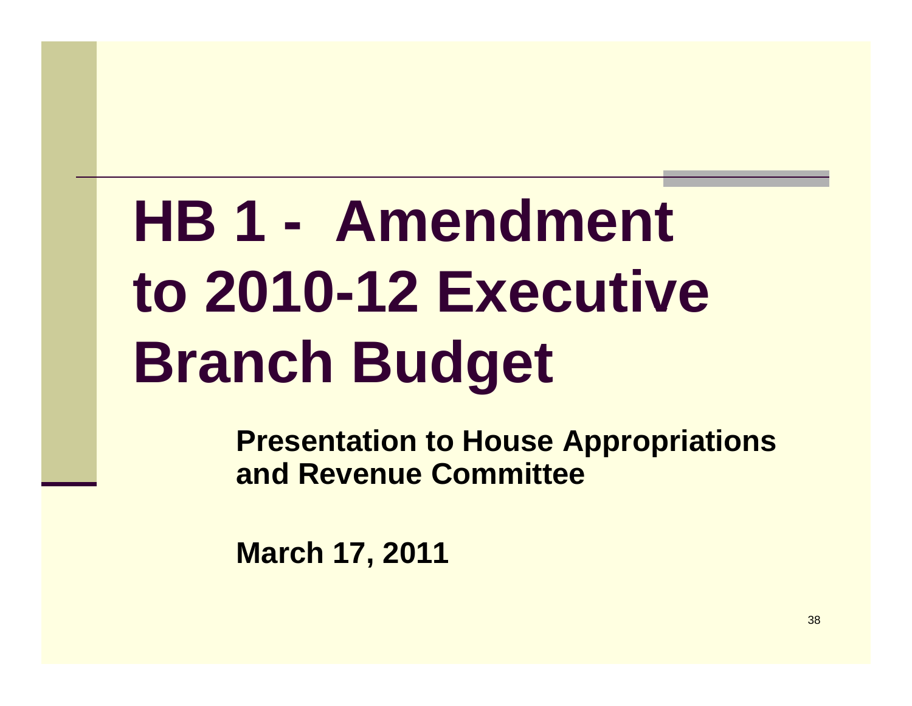# HB 1 - Amendment to 2010-12 Executive Branch Budget

**Presentation to House Appropriations and Revenue Committee**

**March 17, 2011**